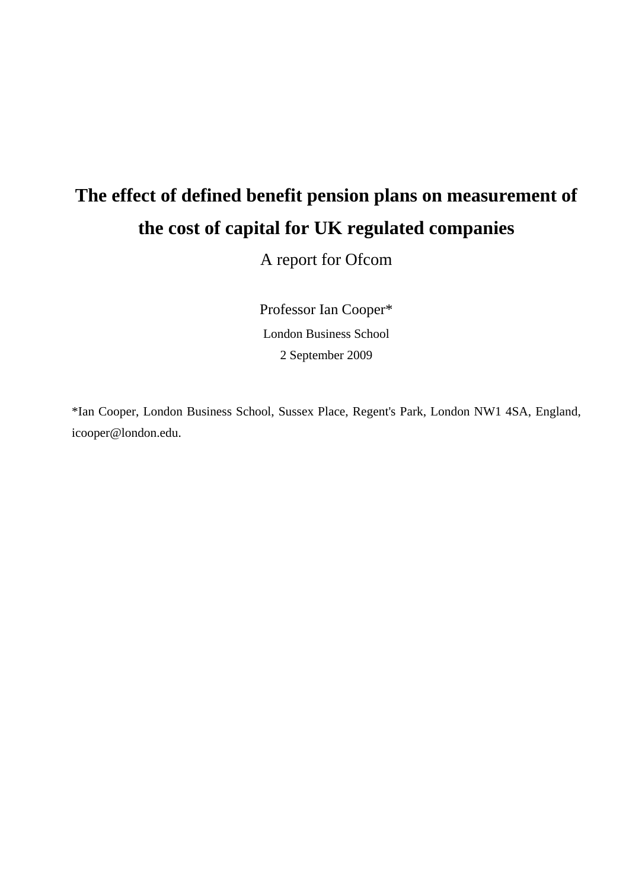# The effect of defined benefit pension plans on measurement of the cost of capital for UK regulated companies

A report for Ofcom

Professor Ian Cooper*

London Business School

2 September 2009

*Ian Cooper, London Business School, Sussex Place, Regent's Park, London NW1 4SA, England, icooper@london.edu.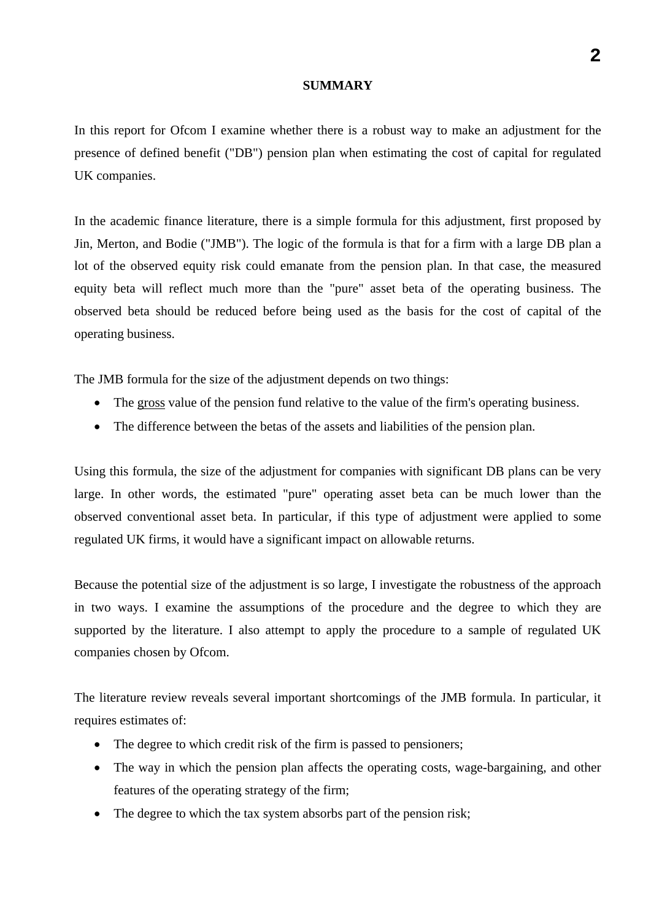## SUMMARY

In this report for Ofcom I examine whether there is a robust way to make an adjustment for the presence of defined benefit ("DB") pension plan when estimating the cost of capital for regulated UK companies.

In the academic finance literature, there is a simple formula for this adjustment, first proposed by Jin, Merton, and Bodie ("JMB"). The logic of the formula is that for a firm with a large DB plan a lot of the observed equity risk could emanate from the pension plan. In that case, the measured equity beta will reflect much more than the "pure" asset beta of the operating business. The observed beta should be reduced before being used as the basis for the cost of capital of the operating business.

The JMB formula for the size of the adjustment depends on two things:

- The gross value of the pension fund relative to the value of the firm's operating business.
- The difference between the betas of the assets and liabilities of the pension plan.

Using this formula, the size of the adjustment for companies with significant DB plans can be very large. In other words, the estimated "pure" operating asset beta can be much lower than the observed conventional asset beta. In particular, if this type of adjustment were applied to some regulated UK firms, it would have a significant impact on allowable returns.

Because the potential size of the adjustment is so large, I investigate the robustness of the approach in two ways. I examine the assumptions of the procedure and the degree to which they are supported by the literature. I also attempt to apply the procedure to a sample of regulated UK companies chosen by Ofcom.

The literature review reveals several important shortcomings of the JMB formula. In particular, it requires estimates of:

- The degree to which credit risk of the firm is passed to pensioners;
- The way in which the pension plan affects the operating costs, wage-bargaining, and other features of the operating strategy of the firm;
- The degree to which the tax system absorbs part of the pension risk;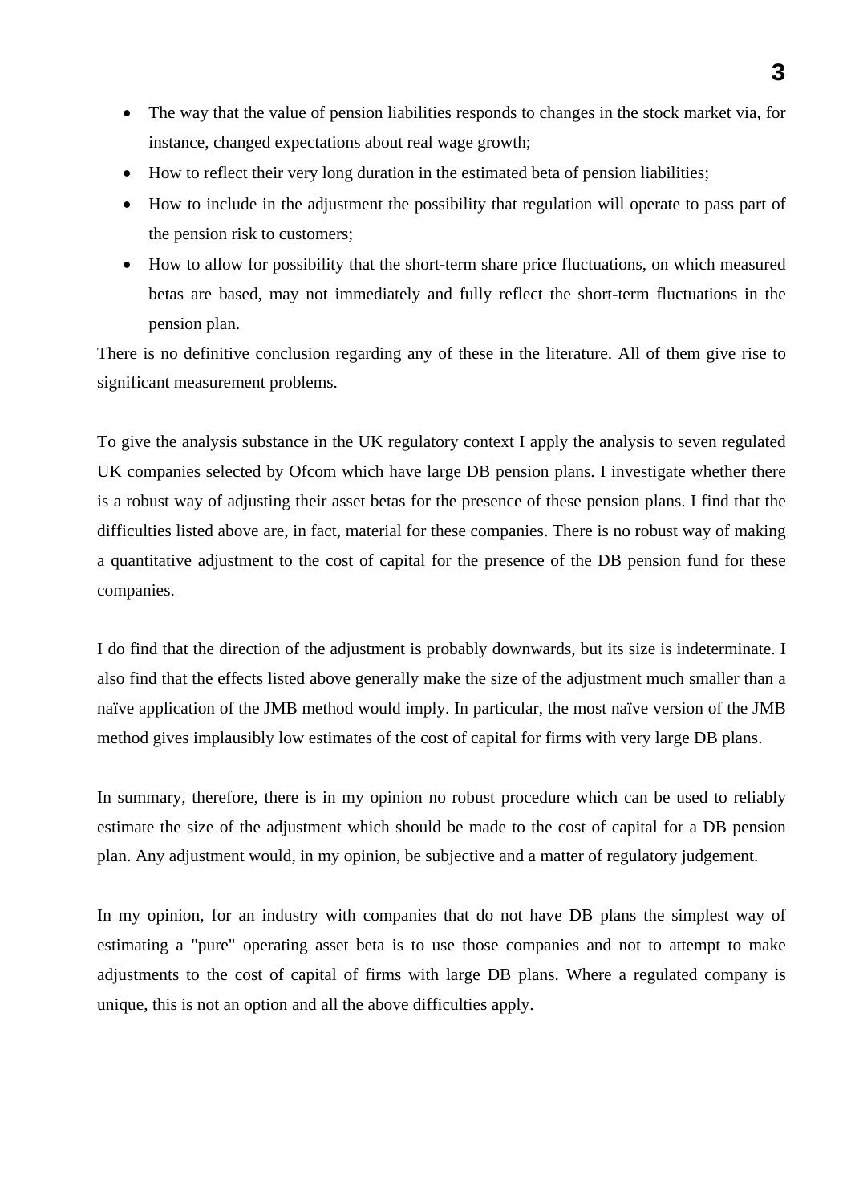- The way that the value of pension liabilities responds to changes in the stock market via, for instance, changed expectations about real wage growth;
- How to reflect their very long duration in the estimated beta of pension liabilities;
- How to include in the adjustment the possibility that regulation will operate to pass part of the pension risk to customers;
- How to allow for possibility that the short-term share price fluctuations, on which measured betas are based, may not immediately and fully reflect the short-term fluctuations in the pension plan.

There is no definitive conclusion regarding any of these in the literature. All of them give rise to significant measurement problems.

To give the analysis substance in the UK regulatory context I apply the analysis to seven regulated UK companies selected by Ofcom which have large DB pension plans. I investigate whether there is a robust way of adjusting their asset betas for the presence of these pension plans. I find that the difficulties listed above are, in fact, material for these companies. There is no robust way of making a quantitative adjustment to the cost of capital for the presence of the DB pension fund for these companies.

I do find that the direction of the adjustment is probably downwards, but its size is indeterminate. I also find that the effects listed above generally make the size of the adjustment much smaller than a naïve application of the JMB method would imply. In particular, the most naïve version of the JMB method gives implausibly low estimates of the cost of capital for firms with very large DB plans.

In summary, therefore, there is in my opinion no robust procedure which can be used to reliably estimate the size of the adjustment which should be made to the cost of capital for a DB pension plan. Any adjustment would, in my opinion, be subjective and a matter of regulatory judgement.

In my opinion, for an industry with companies that do not have DB plans the simplest way of estimating a "pure" operating asset beta is to use those companies and not to attempt to make adjustments to the cost of capital of firms with large DB plans. Where a regulated company is unique, this is not an option and all the above difficulties apply.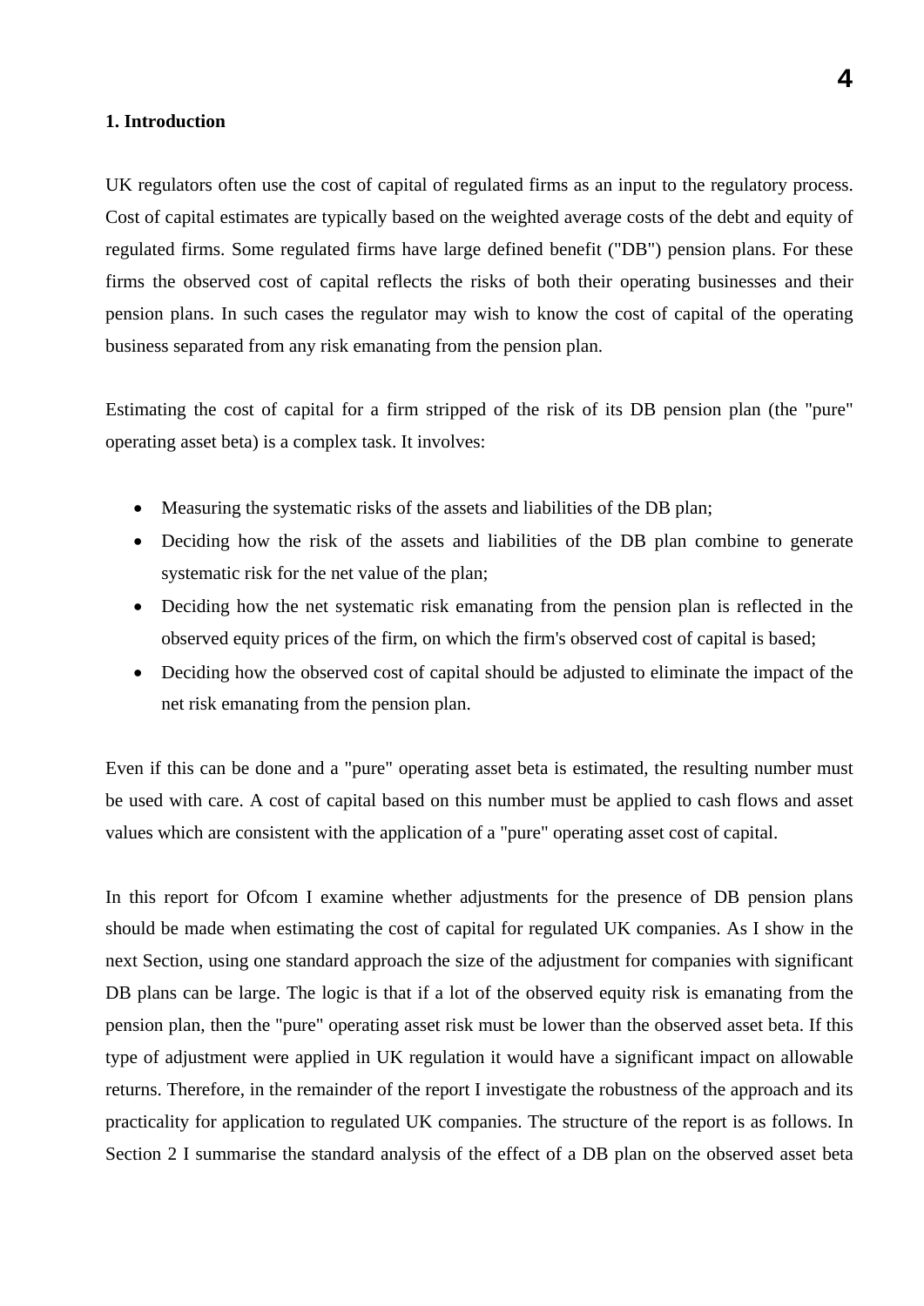## 1. Introduction

UK regulators often use the cost of capital of regulated firms as an input to the regulatory process. Cost of capital estimates are typically based on the weighted average costs of the debt and equity of regulated firms. Some regulated firms have large defined benefit ("DB") pension plans. For these firms the observed cost of capital reflects the risks of both their operating businesses and their pension plans. In such cases the regulator may wish to know the cost of capital of the operating business separated from any risk emanating from the pension plan.

Estimating the cost of capital for a firm stripped of the risk of its DB pension plan (the "pure" operating asset beta) is a complex task. It involves:

- Measuring the systematic risks of the assets and liabilities of the DB plan;
- Deciding how the risk of the assets and liabilities of the DB plan combine to generate systematic risk for the net value of the plan;
- Deciding how the net systematic risk emanating from the pension plan is reflected in the observed equity prices of the firm, on which the firm's observed cost of capital is based;
- Deciding how the observed cost of capital should be adjusted to eliminate the impact of the net risk emanating from the pension plan.

Even if this can be done and a "pure" operating asset beta is estimated, the resulting number must be used with care. A cost of capital based on this number must be applied to cash flows and asset values which are consistent with the application of a "pure" operating asset cost of capital.

In this report for Ofcom I examine whether adjustments for the presence of DB pension plans should be made when estimating the cost of capital for regulated UK companies. As I show in the next Section, using one standard approach the size of the adjustment for companies with significant DB plans can be large. The logic is that if a lot of the observed equity risk is emanating from the pension plan, then the "pure" operating asset risk must be lower than the observed asset beta. If this type of adjustment were applied in UK regulation it would have a significant impact on allowable returns. Therefore, in the remainder of the report I investigate the robustness of the approach and its practicality for application to regulated UK companies. The structure of the report is as follows. In Section 2 I summarise the standard analysis of the effect of a DB plan on the observed asset beta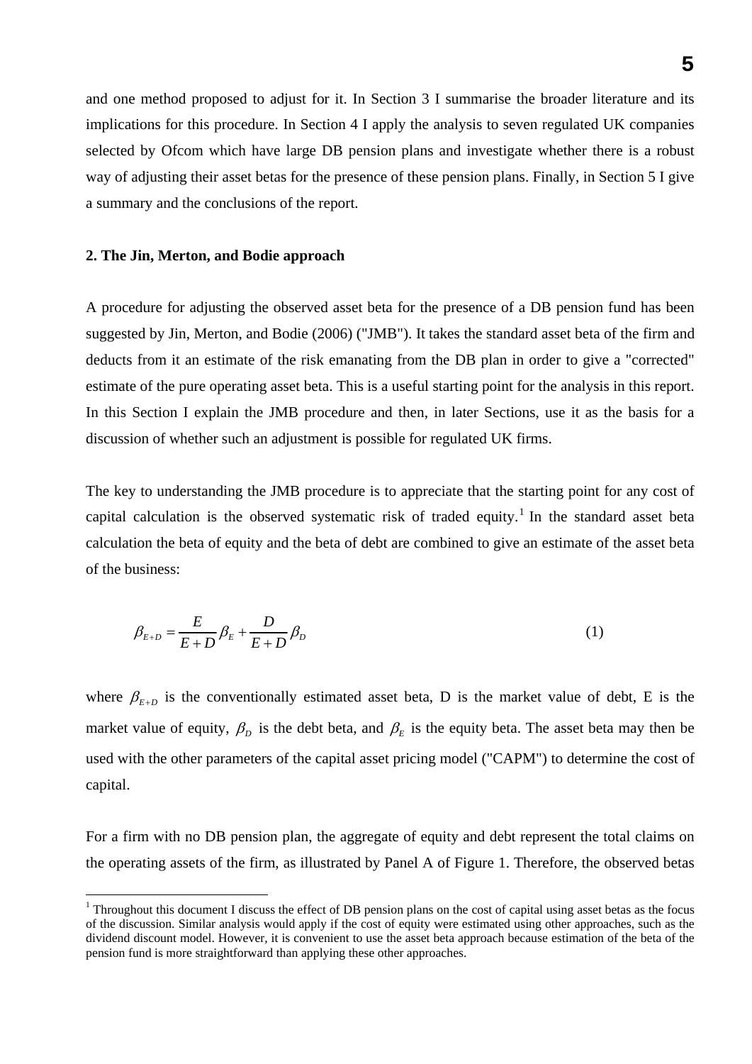and one method proposed to adjust for it. In Section 3 I summarise the broader literature and its implications for this procedure. In Section 4 I apply the analysis to seven regulated UK companies selected by Ofcom which have large DB pension plans and investigate whether there is a robust way of adjusting their asset betas for the presence of these pension plans. Finally, in Section 5 I give a summary and the conclusions of the report.

## 2. The Jin, Merton, and Bodie approach

A procedure for adjusting the observed asset beta for the presence of a DB pension fund has been suggested by Jin, Merton, and Bodie (2006) ("JMB"). It takes the standard asset beta of the firm and deducts from it an estimate of the risk emanating from the DB plan in order to give a "corrected" estimate of the pure operating asset beta. This is a useful starting point for the analysis in this report. In this Section I explain the JMB procedure and then, in later Sections, use it as the basis for a discussion of whether such an adjustment is possible for regulated UK firms.

The key to understanding the JMB procedure is to appreciate that the starting point for any cost of capital calculation is the observed systematic risk of traded equity.[1] In the standard asset beta calculation the beta of equity and the beta of debt are combined to give an estimate of the asset beta of the business:

$$\beta_{E+D} = \frac{E}{E+D}\beta_E + \frac{D}{E+D}\beta_D \qquad (1)$$

where $\beta_{E+D}$ is the conventionally estimated asset beta, D is the market value of debt, E is the market value of equity, $\beta_D$ is the debt beta, and $\beta_E$ is the equity beta. The asset beta may then be used with the other parameters of the capital asset pricing model ("CAPM") to determine the cost of capital.

For a firm with no DB pension plan, the aggregate of equity and debt represent the total claims on the operating assets of the firm, as illustrated by Panel A of Figure 1. Therefore, the observed betas

[1] Throughout this document I discuss the effect of DB pension plans on the cost of capital using asset betas as the focus of the discussion. Similar analysis would apply if the cost of equity were estimated using other approaches, such as the dividend discount model. However, it is convenient to use the asset beta approach because estimation of the beta of the pension fund is more straightforward than applying these other approaches.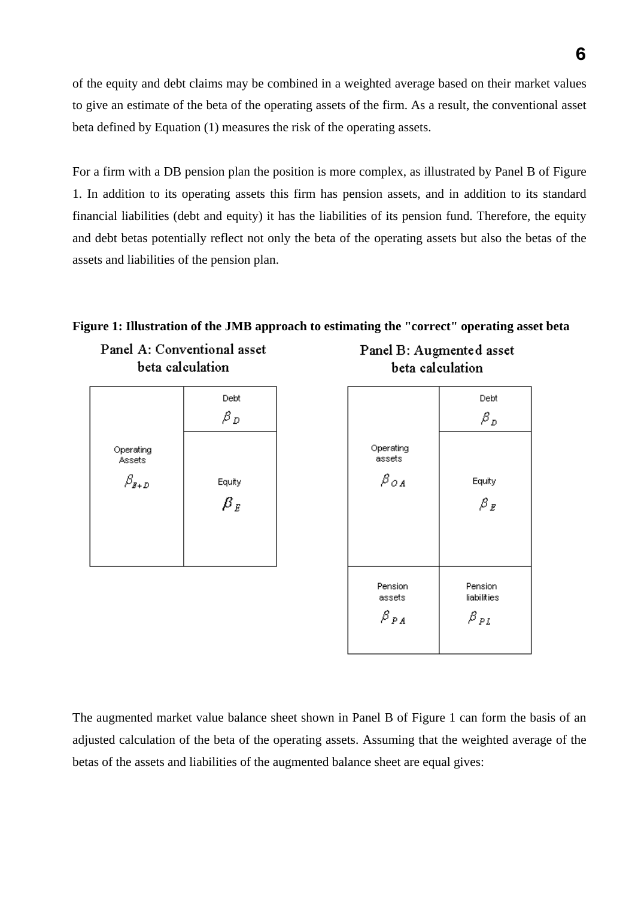of the equity and debt claims may be combined in a weighted average based on their market values to give an estimate of the beta of the operating assets of the firm. As a result, the conventional asset beta defined by Equation (1) measures the risk of the operating assets.

For a firm with a DB pension plan the position is more complex, as illustrated by Panel B of Figure 1. In addition to its operating assets this firm has pension assets, and in addition to its standard financial liabilities (debt and equity) it has the liabilities of its pension fund. Therefore, the equity and debt betas potentially reflect not only the beta of the operating assets but also the betas of the assets and liabilities of the pension plan.

**Figure 1: Illustration of the JMB approach to estimating the "correct" operating asset beta**

Panel A: Conventional asset beta calculation

| Assets | Liabilities |
|---|---|
| Operating Assets $\beta_{E+D}$ | Debt $\beta_D$ |
| | Equity $\beta_E$ |

Panel B: Augmented asset beta calculation

| Assets | Liabilities |
|---|---|
| Operating assets $\beta_{OA}$ | Debt $\beta_D$ |
| | Equity $\beta_E$ |
| Pension assets $\beta_{PA}$ | Pension liabilities $\beta_{PL}$ |

The augmented market value balance sheet shown in Panel B of Figure 1 can form the basis of an adjusted calculation of the beta of the operating assets. Assuming that the weighted average of the betas of the assets and liabilities of the augmented balance sheet are equal gives: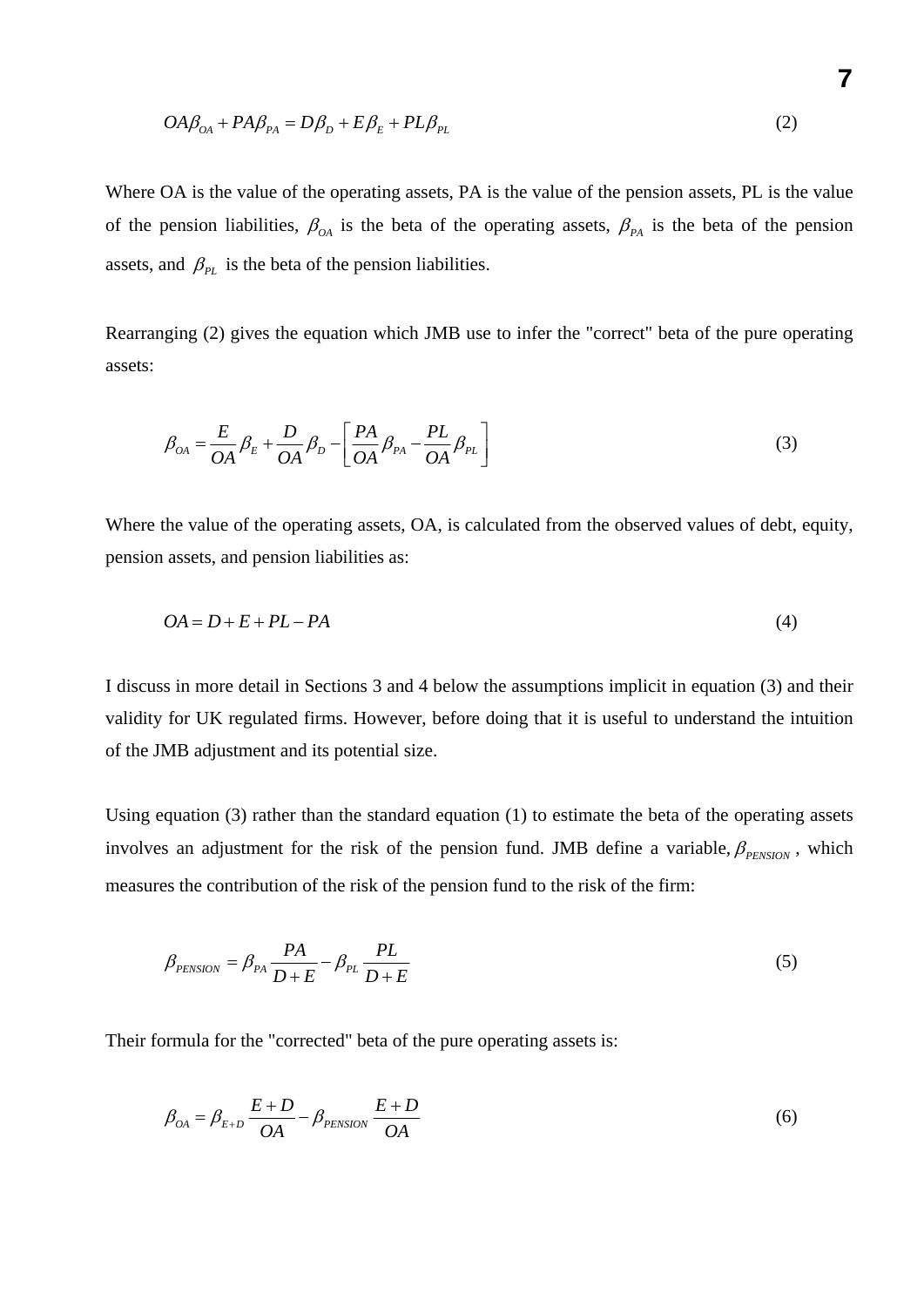$$OA\beta_{OA} + PA\beta_{PA} = D\beta_D + E\beta_E + PL\beta_{PL} \tag{2}$$

Where OA is the value of the operating assets, PA is the value of the pension assets, PL is the value of the pension liabilities, $\beta_{OA}$ is the beta of the operating assets, $\beta_{PA}$ is the beta of the pension assets, and $\beta_{PL}$ is the beta of the pension liabilities.

Rearranging (2) gives the equation which JMB use to infer the "correct" beta of the pure operating assets:

$$\beta_{OA} = \frac{E}{OA}\beta_E + \frac{D}{OA}\beta_D - \left[\frac{PA}{OA}\beta_{PA} - \frac{PL}{OA}\beta_{PL}\right] \tag{3}$$

Where the value of the operating assets, OA, is calculated from the observed values of debt, equity, pension assets, and pension liabilities as:

$$OA = D + E + PL - PA \tag{4}$$

I discuss in more detail in Sections 3 and 4 below the assumptions implicit in equation (3) and their validity for UK regulated firms. However, before doing that it is useful to understand the intuition of the JMB adjustment and its potential size.

Using equation (3) rather than the standard equation (1) to estimate the beta of the operating assets involves an adjustment for the risk of the pension fund. JMB define a variable, $\beta_{PENSION}$, which measures the contribution of the risk of the pension fund to the risk of the firm:

$$\beta_{PENSION} = \beta_{PA}\frac{PA}{D+E} - \beta_{PL}\frac{PL}{D+E} \tag{5}$$

Their formula for the "corrected" beta of the pure operating assets is:

$$\beta_{OA} = \beta_{E+D}\frac{E+D}{OA} - \beta_{PENSION}\frac{E+D}{OA} \tag{6}$$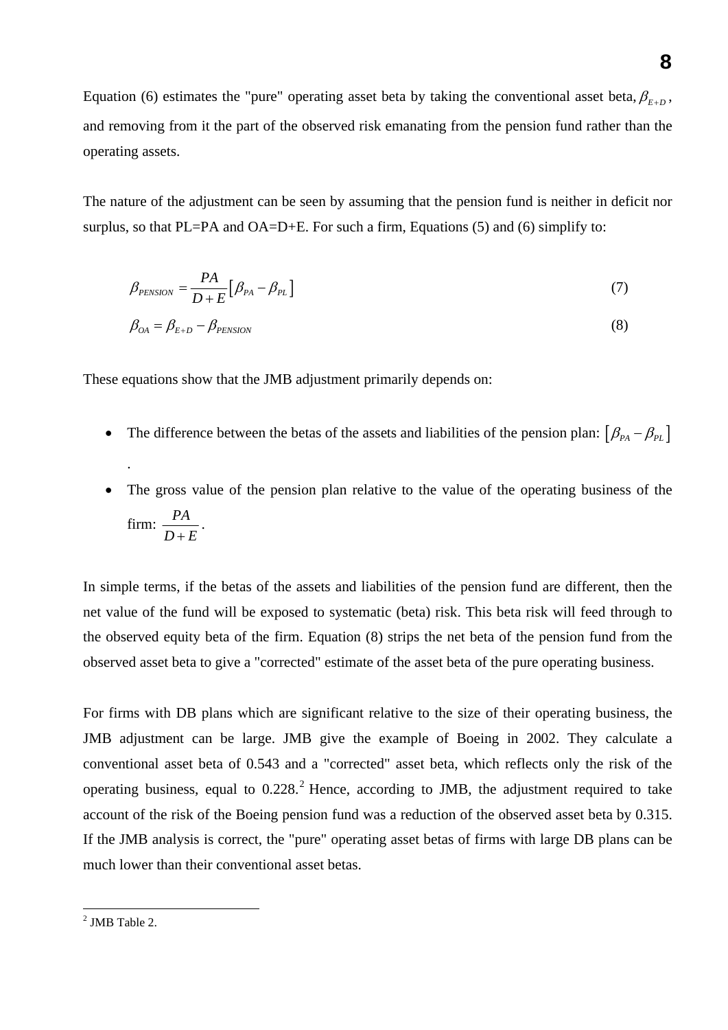Equation (6) estimates the "pure" operating asset beta by taking the conventional asset beta, $\beta_{E+D}$, and removing from it the part of the observed risk emanating from the pension fund rather than the operating assets.

The nature of the adjustment can be seen by assuming that the pension fund is neither in deficit nor surplus, so that PL=PA and OA=D+E. For such a firm, Equations (5) and (6) simplify to:

$$\beta_{PENSION} = \frac{PA}{D+E}\left[\beta_{PA} - \beta_{PL}\right] \tag{7}$$

$$\beta_{OA} = \beta_{E+D} - \beta_{PENSION} \tag{8}$$

These equations show that the JMB adjustment primarily depends on:

- The difference between the betas of the assets and liabilities of the pension plan: $\left[\beta_{PA} - \beta_{PL}\right]$.
- The gross value of the pension plan relative to the value of the operating business of the firm: $\frac{PA}{D+E}$.

In simple terms, if the betas of the assets and liabilities of the pension fund are different, then the net value of the fund will be exposed to systematic (beta) risk. This beta risk will feed through to the observed equity beta of the firm. Equation (8) strips the net beta of the pension fund from the observed asset beta to give a "corrected" estimate of the asset beta of the pure operating business.

For firms with DB plans which are significant relative to the size of their operating business, the JMB adjustment can be large. JMB give the example of Boeing in 2002. They calculate a conventional asset beta of 0.543 and a "corrected" asset beta, which reflects only the risk of the operating business, equal to 0.228.[2] Hence, according to JMB, the adjustment required to take account of the risk of the Boeing pension fund was a reduction of the observed asset beta by 0.315. If the JMB analysis is correct, the "pure" operating asset betas of firms with large DB plans can be much lower than their conventional asset betas.

[2] JMB Table 2.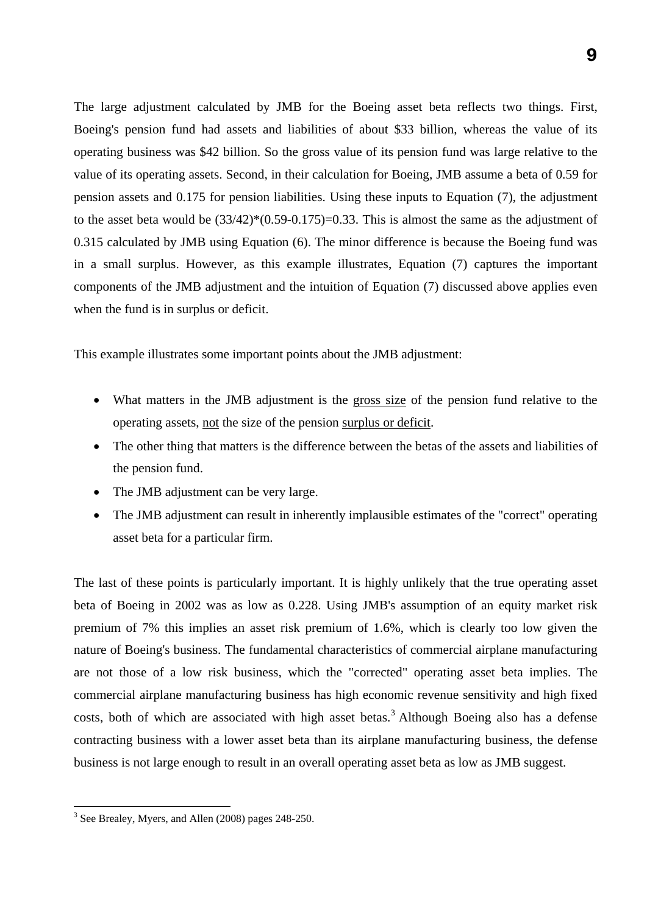The large adjustment calculated by JMB for the Boeing asset beta reflects two things. First, Boeing's pension fund had assets and liabilities of about \$33 billion, whereas the value of its operating business was \$42 billion. So the gross value of its pension fund was large relative to the value of its operating assets. Second, in their calculation for Boeing, JMB assume a beta of 0.59 for pension assets and 0.175 for pension liabilities. Using these inputs to Equation (7), the adjustment to the asset beta would be $(33/42)*(0.59-0.175)=0.33$. This is almost the same as the adjustment of 0.315 calculated by JMB using Equation (6). The minor difference is because the Boeing fund was in a small surplus. However, as this example illustrates, Equation (7) captures the important components of the JMB adjustment and the intuition of Equation (7) discussed above applies even when the fund is in surplus or deficit.

This example illustrates some important points about the JMB adjustment:

- What matters in the JMB adjustment is the <u>gross size</u> of the pension fund relative to the operating assets, <u>not</u> the size of the pension <u>surplus or deficit</u>.
- The other thing that matters is the difference between the betas of the assets and liabilities of the pension fund.
- The JMB adjustment can be very large.
- The JMB adjustment can result in inherently implausible estimates of the "correct" operating asset beta for a particular firm.

The last of these points is particularly important. It is highly unlikely that the true operating asset beta of Boeing in 2002 was as low as 0.228. Using JMB's assumption of an equity market risk premium of 7% this implies an asset risk premium of 1.6%, which is clearly too low given the nature of Boeing's business. The fundamental characteristics of commercial airplane manufacturing are not those of a low risk business, which the "corrected" operating asset beta implies. The commercial airplane manufacturing business has high economic revenue sensitivity and high fixed costs, both of which are associated with high asset betas.[3] Although Boeing also has a defense contracting business with a lower asset beta than its airplane manufacturing business, the defense business is not large enough to result in an overall operating asset beta as low as JMB suggest.

[3] See Brealey, Myers, and Allen (2008) pages 248-250.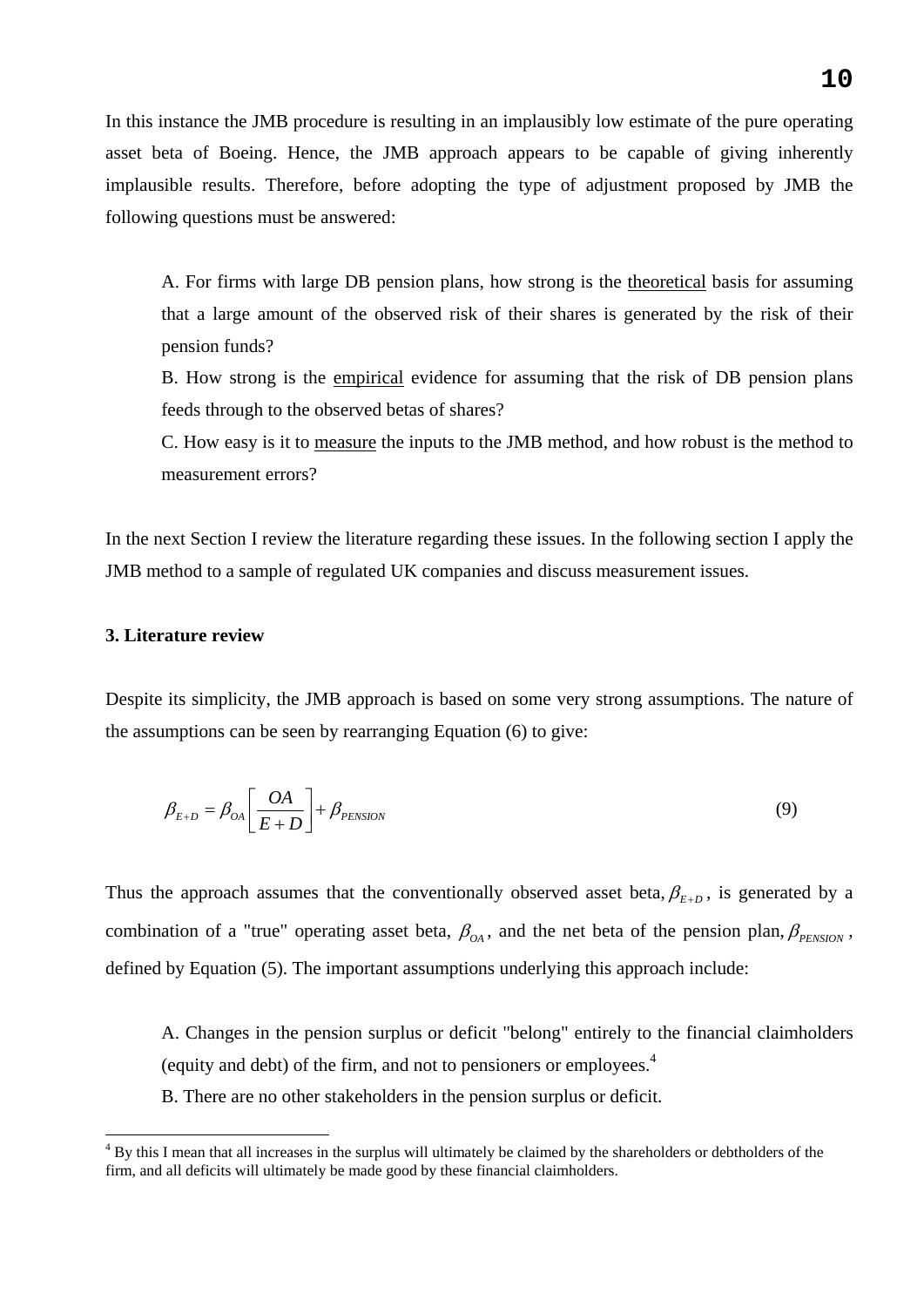In this instance the JMB procedure is resulting in an implausibly low estimate of the pure operating asset beta of Boeing. Hence, the JMB approach appears to be capable of giving inherently implausible results. Therefore, before adopting the type of adjustment proposed by JMB the following questions must be answered:

> A. For firms with large DB pension plans, how strong is the theoretical basis for assuming that a large amount of the observed risk of their shares is generated by the risk of their pension funds?
>
> B. How strong is the empirical evidence for assuming that the risk of DB pension plans feeds through to the observed betas of shares?
>
> C. How easy is it to measure the inputs to the JMB method, and how robust is the method to measurement errors?

In the next Section I review the literature regarding these issues. In the following section I apply the JMB method to a sample of regulated UK companies and discuss measurement issues.

**3. Literature review**

Despite its simplicity, the JMB approach is based on some very strong assumptions. The nature of the assumptions can be seen by rearranging Equation (6) to give:

$$\beta_{E+D} = \beta_{OA}\left[\frac{OA}{E+D}\right] + \beta_{PENSION} \tag{9}$$

Thus the approach assumes that the conventionally observed asset beta, $\beta_{E+D}$, is generated by a combination of a "true" operating asset beta, $\beta_{OA}$, and the net beta of the pension plan, $\beta_{PENSION}$, defined by Equation (5). The important assumptions underlying this approach include:

> A. Changes in the pension surplus or deficit "belong" entirely to the financial claimholders (equity and debt) of the firm, and not to pensioners or employees.[4]
>
> B. There are no other stakeholders in the pension surplus or deficit.

[4] By this I mean that all increases in the surplus will ultimately be claimed by the shareholders or debtholders of the firm, and all deficits will ultimately be made good by these financial claimholders.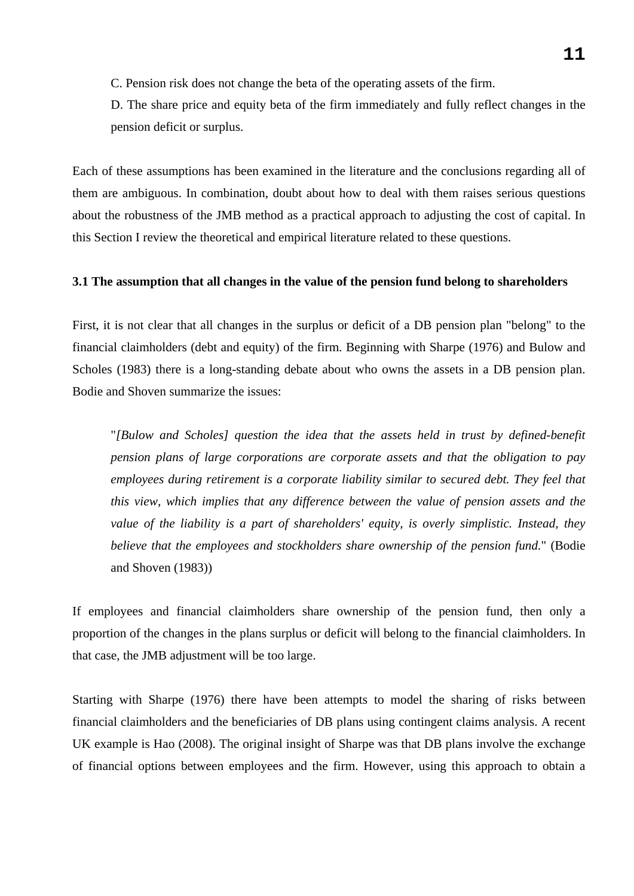C. Pension risk does not change the beta of the operating assets of the firm.

D. The share price and equity beta of the firm immediately and fully reflect changes in the pension deficit or surplus.

Each of these assumptions has been examined in the literature and the conclusions regarding all of them are ambiguous. In combination, doubt about how to deal with them raises serious questions about the robustness of the JMB method as a practical approach to adjusting the cost of capital. In this Section I review the theoretical and empirical literature related to these questions.

### 3.1 The assumption that all changes in the value of the pension fund belong to shareholders

First, it is not clear that all changes in the surplus or deficit of a DB pension plan "belong" to the financial claimholders (debt and equity) of the firm. Beginning with Sharpe (1976) and Bulow and Scholes (1983) there is a long-standing debate about who owns the assets in a DB pension plan. Bodie and Shoven summarize the issues:

> "*[Bulow and Scholes] question the idea that the assets held in trust by defined-benefit pension plans of large corporations are corporate assets and that the obligation to pay employees during retirement is a corporate liability similar to secured debt. They feel that this view, which implies that any difference between the value of pension assets and the value of the liability is a part of shareholders' equity, is overly simplistic. Instead, they believe that the employees and stockholders share ownership of the pension fund.*" (Bodie and Shoven (1983))

If employees and financial claimholders share ownership of the pension fund, then only a proportion of the changes in the plans surplus or deficit will belong to the financial claimholders. In that case, the JMB adjustment will be too large.

Starting with Sharpe (1976) there have been attempts to model the sharing of risks between financial claimholders and the beneficiaries of DB plans using contingent claims analysis. A recent UK example is Hao (2008). The original insight of Sharpe was that DB plans involve the exchange of financial options between employees and the firm. However, using this approach to obtain a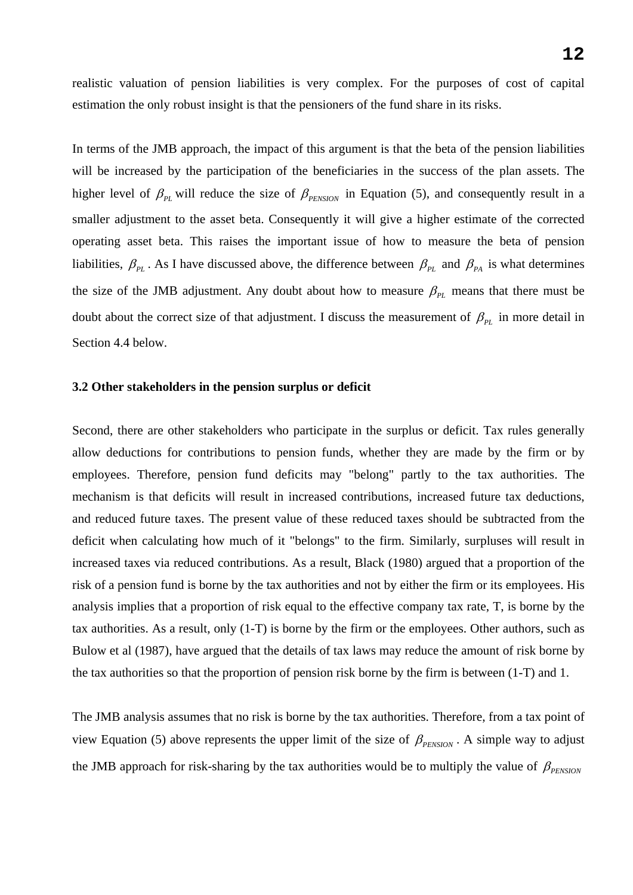realistic valuation of pension liabilities is very complex. For the purposes of cost of capital estimation the only robust insight is that the pensioners of the fund share in its risks.

In terms of the JMB approach, the impact of this argument is that the beta of the pension liabilities will be increased by the participation of the beneficiaries in the success of the plan assets. The higher level of $\beta_{PL}$ will reduce the size of $\beta_{PENSION}$ in Equation (5), and consequently result in a smaller adjustment to the asset beta. Consequently it will give a higher estimate of the corrected operating asset beta. This raises the important issue of how to measure the beta of pension liabilities, $\beta_{PL}$. As I have discussed above, the difference between $\beta_{PL}$ and $\beta_{PA}$ is what determines the size of the JMB adjustment. Any doubt about how to measure $\beta_{PL}$ means that there must be doubt about the correct size of that adjustment. I discuss the measurement of $\beta_{PL}$ in more detail in Section 4.4 below.

### 3.2 Other stakeholders in the pension surplus or deficit

Second, there are other stakeholders who participate in the surplus or deficit. Tax rules generally allow deductions for contributions to pension funds, whether they are made by the firm or by employees. Therefore, pension fund deficits may "belong" partly to the tax authorities. The mechanism is that deficits will result in increased contributions, increased future tax deductions, and reduced future taxes. The present value of these reduced taxes should be subtracted from the deficit when calculating how much of it "belongs" to the firm. Similarly, surpluses will result in increased taxes via reduced contributions. As a result, Black (1980) argued that a proportion of the risk of a pension fund is borne by the tax authorities and not by either the firm or its employees. His analysis implies that a proportion of risk equal to the effective company tax rate, T, is borne by the tax authorities. As a result, only (1-T) is borne by the firm or the employees. Other authors, such as Bulow et al (1987), have argued that the details of tax laws may reduce the amount of risk borne by the tax authorities so that the proportion of pension risk borne by the firm is between (1-T) and 1.

The JMB analysis assumes that no risk is borne by the tax authorities. Therefore, from a tax point of view Equation (5) above represents the upper limit of the size of $\beta_{PENSION}$. A simple way to adjust the JMB approach for risk-sharing by the tax authorities would be to multiply the value of $\beta_{PENSION}$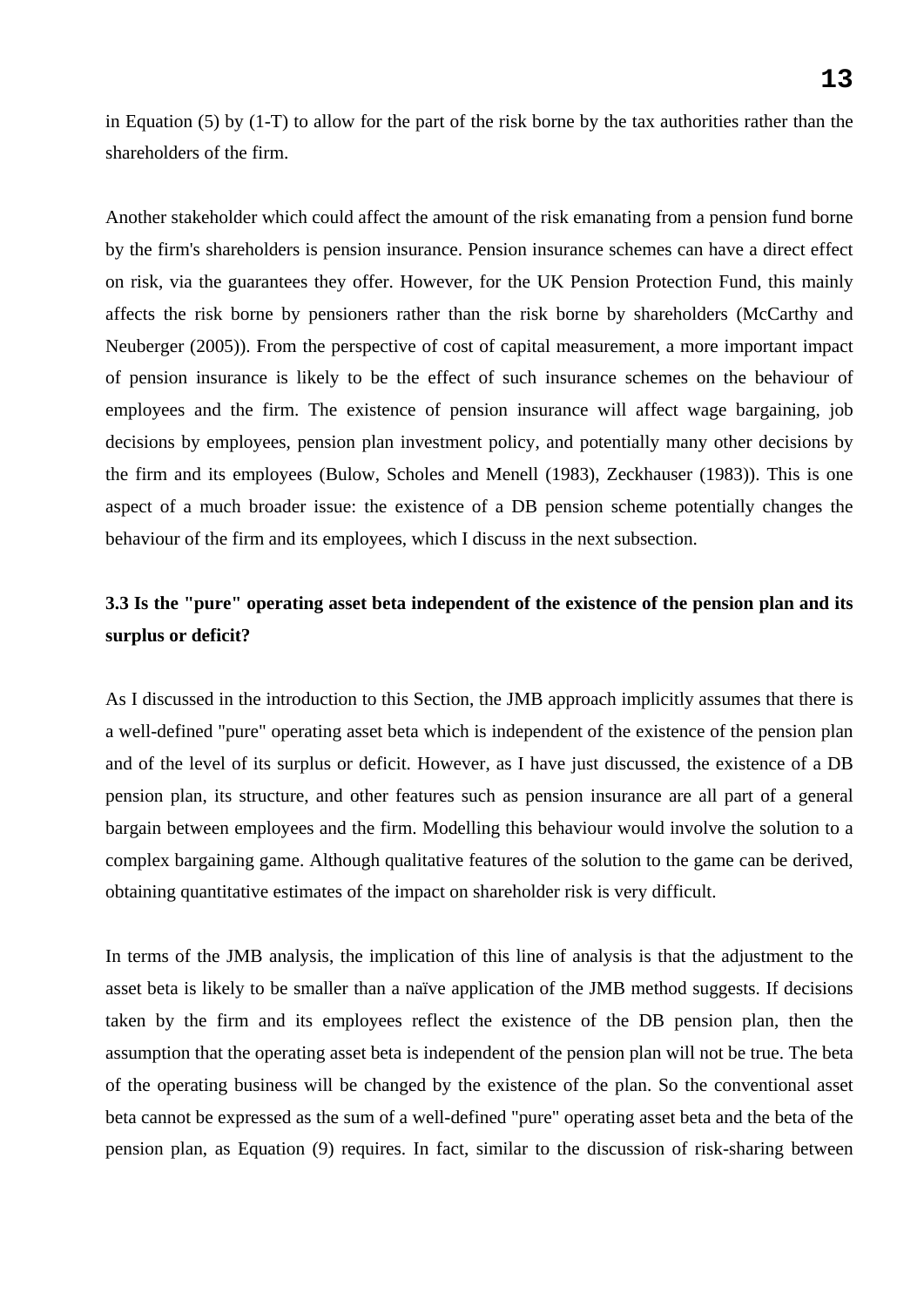in Equation (5) by (1-T) to allow for the part of the risk borne by the tax authorities rather than the shareholders of the firm.

Another stakeholder which could affect the amount of the risk emanating from a pension fund borne by the firm's shareholders is pension insurance. Pension insurance schemes can have a direct effect on risk, via the guarantees they offer. However, for the UK Pension Protection Fund, this mainly affects the risk borne by pensioners rather than the risk borne by shareholders (McCarthy and Neuberger (2005)). From the perspective of cost of capital measurement, a more important impact of pension insurance is likely to be the effect of such insurance schemes on the behaviour of employees and the firm. The existence of pension insurance will affect wage bargaining, job decisions by employees, pension plan investment policy, and potentially many other decisions by the firm and its employees (Bulow, Scholes and Menell (1983), Zeckhauser (1983)). This is one aspect of a much broader issue: the existence of a DB pension scheme potentially changes the behaviour of the firm and its employees, which I discuss in the next subsection.

### 3.3 Is the "pure" operating asset beta independent of the existence of the pension plan and its surplus or deficit?

As I discussed in the introduction to this Section, the JMB approach implicitly assumes that there is a well-defined "pure" operating asset beta which is independent of the existence of the pension plan and of the level of its surplus or deficit. However, as I have just discussed, the existence of a DB pension plan, its structure, and other features such as pension insurance are all part of a general bargain between employees and the firm. Modelling this behaviour would involve the solution to a complex bargaining game. Although qualitative features of the solution to the game can be derived, obtaining quantitative estimates of the impact on shareholder risk is very difficult.

In terms of the JMB analysis, the implication of this line of analysis is that the adjustment to the asset beta is likely to be smaller than a naïve application of the JMB method suggests. If decisions taken by the firm and its employees reflect the existence of the DB pension plan, then the assumption that the operating asset beta is independent of the pension plan will not be true. The beta of the operating business will be changed by the existence of the plan. So the conventional asset beta cannot be expressed as the sum of a well-defined "pure" operating asset beta and the beta of the pension plan, as Equation (9) requires. In fact, similar to the discussion of risk-sharing between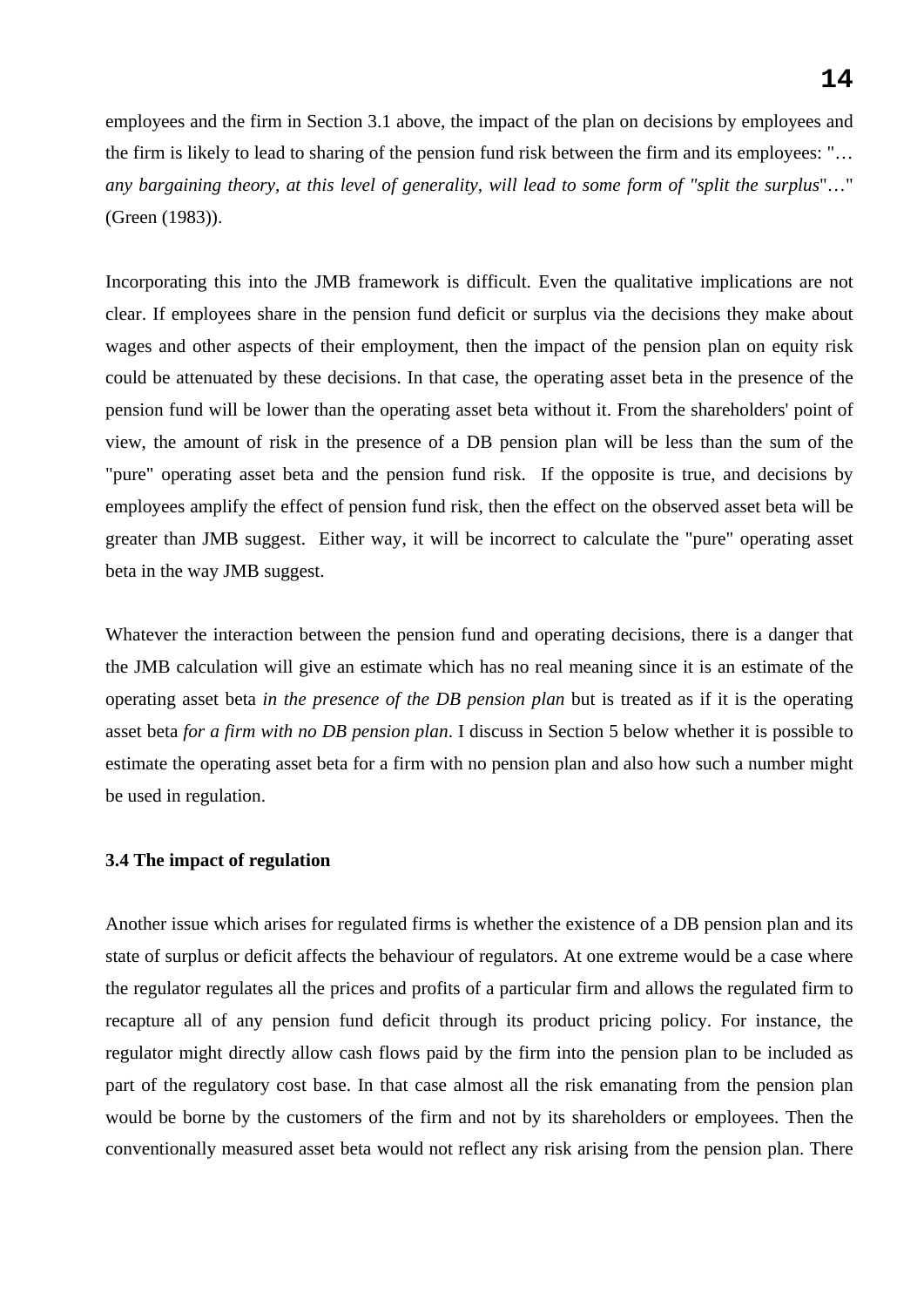employees and the firm in Section 3.1 above, the impact of the plan on decisions by employees and the firm is likely to lead to sharing of the pension fund risk between the firm and its employees: "*… any bargaining theory, at this level of generality, will lead to some form of "split the surplus*"…" (Green (1983)).

Incorporating this into the JMB framework is difficult. Even the qualitative implications are not clear. If employees share in the pension fund deficit or surplus via the decisions they make about wages and other aspects of their employment, then the impact of the pension plan on equity risk could be attenuated by these decisions. In that case, the operating asset beta in the presence of the pension fund will be lower than the operating asset beta without it. From the shareholders' point of view, the amount of risk in the presence of a DB pension plan will be less than the sum of the "pure" operating asset beta and the pension fund risk. If the opposite is true, and decisions by employees amplify the effect of pension fund risk, then the effect on the observed asset beta will be greater than JMB suggest. Either way, it will be incorrect to calculate the "pure" operating asset beta in the way JMB suggest.

Whatever the interaction between the pension fund and operating decisions, there is a danger that the JMB calculation will give an estimate which has no real meaning since it is an estimate of the operating asset beta *in the presence of the DB pension plan* but is treated as if it is the operating asset beta *for a firm with no DB pension plan*. I discuss in Section 5 below whether it is possible to estimate the operating asset beta for a firm with no pension plan and also how such a number might be used in regulation.

### 3.4 The impact of regulation

Another issue which arises for regulated firms is whether the existence of a DB pension plan and its state of surplus or deficit affects the behaviour of regulators. At one extreme would be a case where the regulator regulates all the prices and profits of a particular firm and allows the regulated firm to recapture all of any pension fund deficit through its product pricing policy. For instance, the regulator might directly allow cash flows paid by the firm into the pension plan to be included as part of the regulatory cost base. In that case almost all the risk emanating from the pension plan would be borne by the customers of the firm and not by its shareholders or employees. Then the conventionally measured asset beta would not reflect any risk arising from the pension plan. There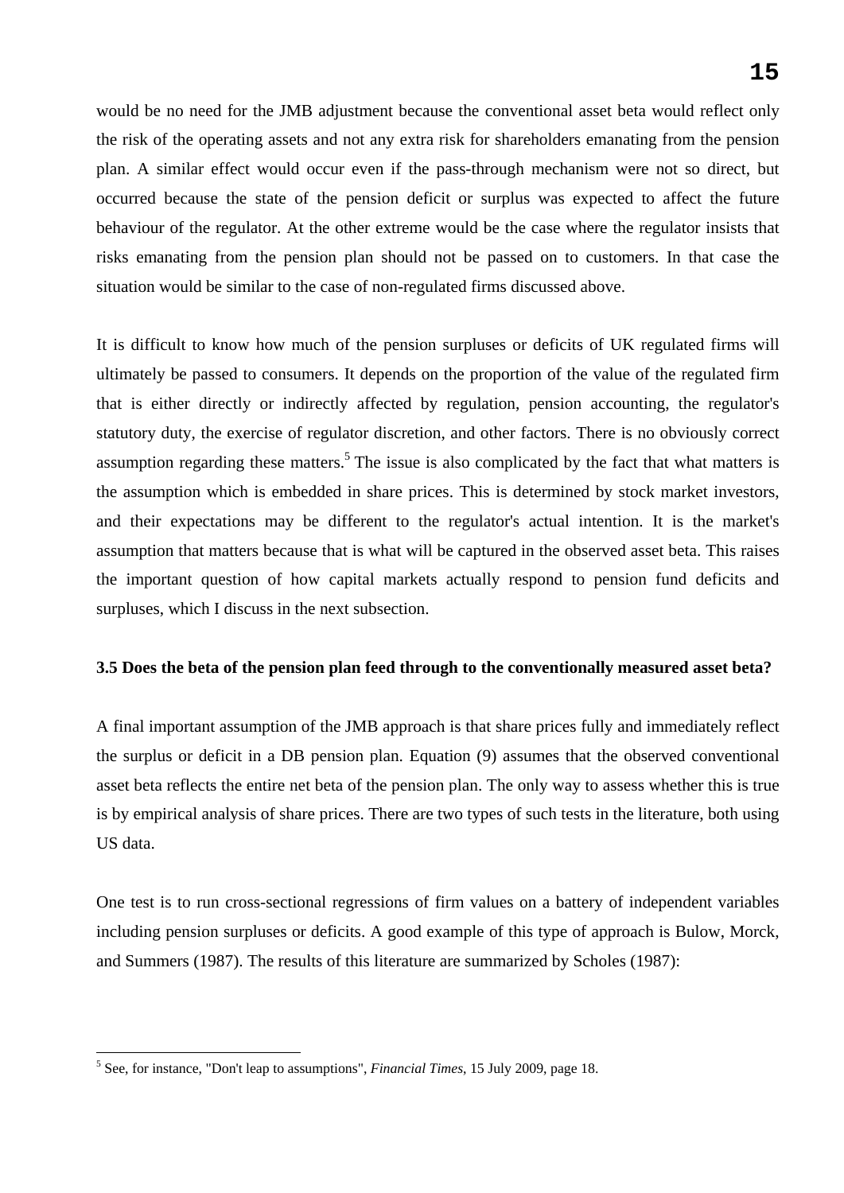would be no need for the JMB adjustment because the conventional asset beta would reflect only the risk of the operating assets and not any extra risk for shareholders emanating from the pension plan. A similar effect would occur even if the pass-through mechanism were not so direct, but occurred because the state of the pension deficit or surplus was expected to affect the future behaviour of the regulator. At the other extreme would be the case where the regulator insists that risks emanating from the pension plan should not be passed on to customers. In that case the situation would be similar to the case of non-regulated firms discussed above.

It is difficult to know how much of the pension surpluses or deficits of UK regulated firms will ultimately be passed to consumers. It depends on the proportion of the value of the regulated firm that is either directly or indirectly affected by regulation, pension accounting, the regulator's statutory duty, the exercise of regulator discretion, and other factors. There is no obviously correct assumption regarding these matters.[5] The issue is also complicated by the fact that what matters is the assumption which is embedded in share prices. This is determined by stock market investors, and their expectations may be different to the regulator's actual intention. It is the market's assumption that matters because that is what will be captured in the observed asset beta. This raises the important question of how capital markets actually respond to pension fund deficits and surpluses, which I discuss in the next subsection.

### 3.5 Does the beta of the pension plan feed through to the conventionally measured asset beta?

A final important assumption of the JMB approach is that share prices fully and immediately reflect the surplus or deficit in a DB pension plan. Equation (9) assumes that the observed conventional asset beta reflects the entire net beta of the pension plan. The only way to assess whether this is true is by empirical analysis of share prices. There are two types of such tests in the literature, both using US data.

One test is to run cross-sectional regressions of firm values on a battery of independent variables including pension surpluses or deficits. A good example of this type of approach is Bulow, Morck, and Summers (1987). The results of this literature are summarized by Scholes (1987):

[5] See, for instance, "Don't leap to assumptions", *Financial Times*, 15 July 2009, page 18.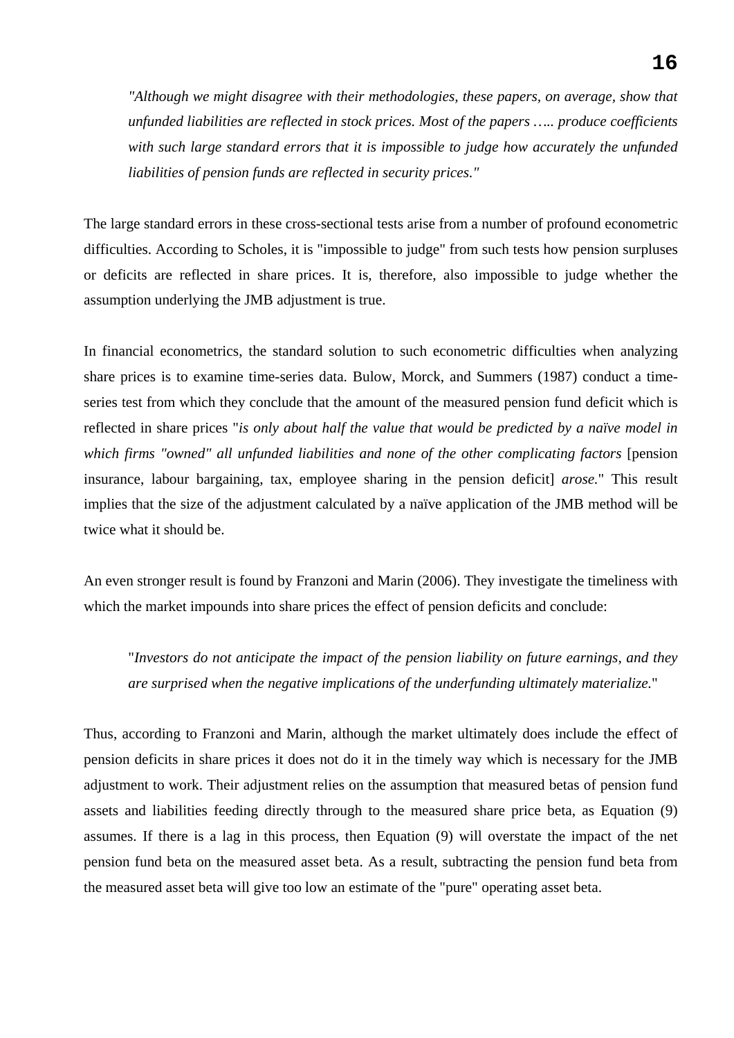> *"Although we might disagree with their methodologies, these papers, on average, show that unfunded liabilities are reflected in stock prices. Most of the papers ….. produce coefficients with such large standard errors that it is impossible to judge how accurately the unfunded liabilities of pension funds are reflected in security prices."*

The large standard errors in these cross-sectional tests arise from a number of profound econometric difficulties. According to Scholes, it is "impossible to judge" from such tests how pension surpluses or deficits are reflected in share prices. It is, therefore, also impossible to judge whether the assumption underlying the JMB adjustment is true.

In financial econometrics, the standard solution to such econometric difficulties when analyzing share prices is to examine time-series data. Bulow, Morck, and Summers (1987) conduct a time-series test from which they conclude that the amount of the measured pension fund deficit which is reflected in share prices "*is only about half the value that would be predicted by a naïve model in which firms "owned" all unfunded liabilities and none of the other complicating factors* [pension insurance, labour bargaining, tax, employee sharing in the pension deficit] *arose.*" This result implies that the size of the adjustment calculated by a naïve application of the JMB method will be twice what it should be.

An even stronger result is found by Franzoni and Marin (2006). They investigate the timeliness with which the market impounds into share prices the effect of pension deficits and conclude:

> "*Investors do not anticipate the impact of the pension liability on future earnings, and they are surprised when the negative implications of the underfunding ultimately materialize.*"

Thus, according to Franzoni and Marin, although the market ultimately does include the effect of pension deficits in share prices it does not do it in the timely way which is necessary for the JMB adjustment to work. Their adjustment relies on the assumption that measured betas of pension fund assets and liabilities feeding directly through to the measured share price beta, as Equation (9) assumes. If there is a lag in this process, then Equation (9) will overstate the impact of the net pension fund beta on the measured asset beta. As a result, subtracting the pension fund beta from the measured asset beta will give too low an estimate of the "pure" operating asset beta.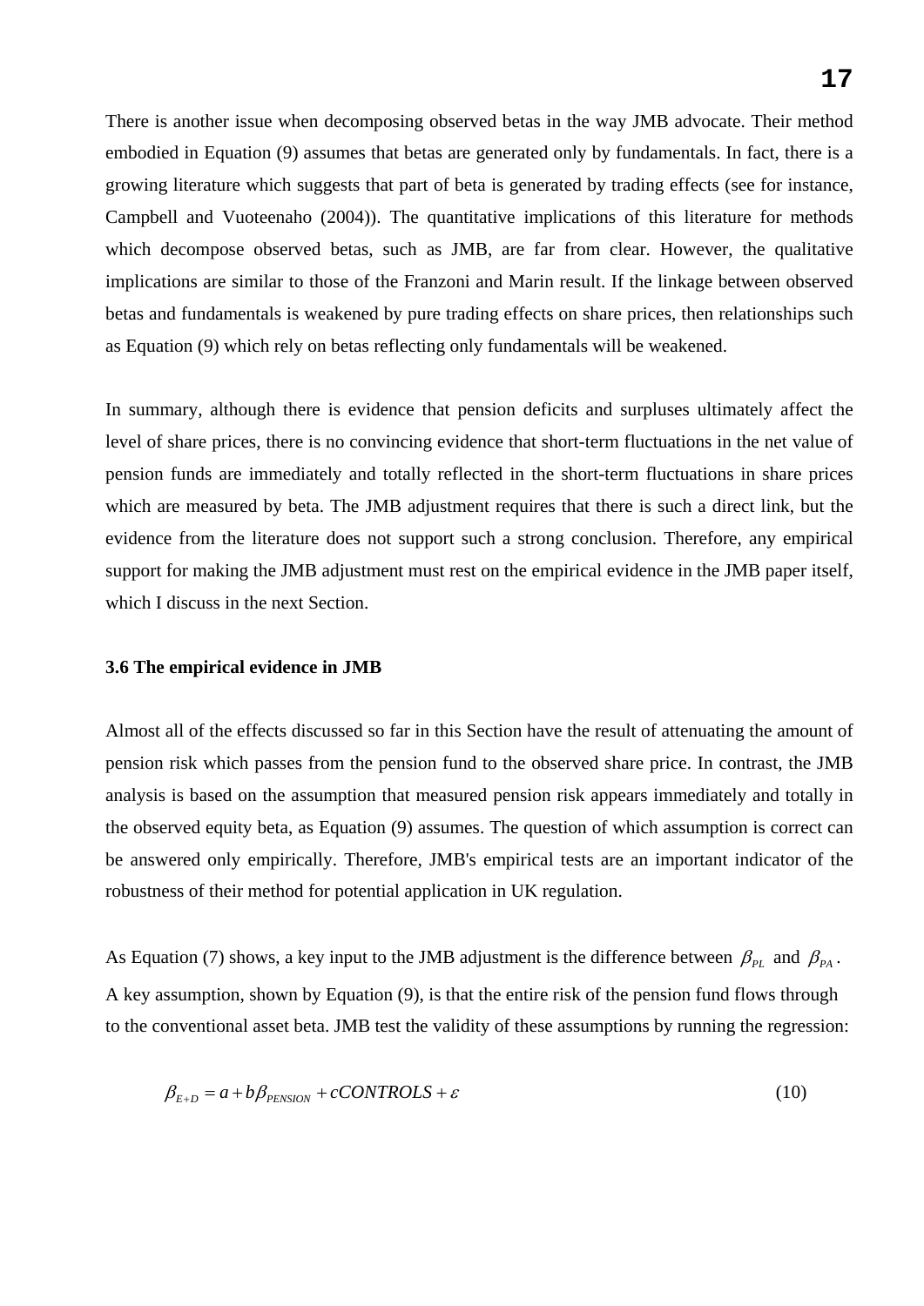There is another issue when decomposing observed betas in the way JMB advocate. Their method embodied in Equation (9) assumes that betas are generated only by fundamentals. In fact, there is a growing literature which suggests that part of beta is generated by trading effects (see for instance, Campbell and Vuoteenaho (2004)). The quantitative implications of this literature for methods which decompose observed betas, such as JMB, are far from clear. However, the qualitative implications are similar to those of the Franzoni and Marin result. If the linkage between observed betas and fundamentals is weakened by pure trading effects on share prices, then relationships such as Equation (9) which rely on betas reflecting only fundamentals will be weakened.

In summary, although there is evidence that pension deficits and surpluses ultimately affect the level of share prices, there is no convincing evidence that short-term fluctuations in the net value of pension funds are immediately and totally reflected in the short-term fluctuations in share prices which are measured by beta. The JMB adjustment requires that there is such a direct link, but the evidence from the literature does not support such a strong conclusion. Therefore, any empirical support for making the JMB adjustment must rest on the empirical evidence in the JMB paper itself, which I discuss in the next Section.

### 3.6 The empirical evidence in JMB

Almost all of the effects discussed so far in this Section have the result of attenuating the amount of pension risk which passes from the pension fund to the observed share price. In contrast, the JMB analysis is based on the assumption that measured pension risk appears immediately and totally in the observed equity beta, as Equation (9) assumes. The question of which assumption is correct can be answered only empirically. Therefore, JMB's empirical tests are an important indicator of the robustness of their method for potential application in UK regulation.

As Equation (7) shows, a key input to the JMB adjustment is the difference between $\beta_{PL}$ and $\beta_{PA}$. A key assumption, shown by Equation (9), is that the entire risk of the pension fund flows through to the conventional asset beta. JMB test the validity of these assumptions by running the regression:

$$\beta_{E+D} = a + b\beta_{PENSION} + cCONTROLS + \varepsilon \tag{10}$$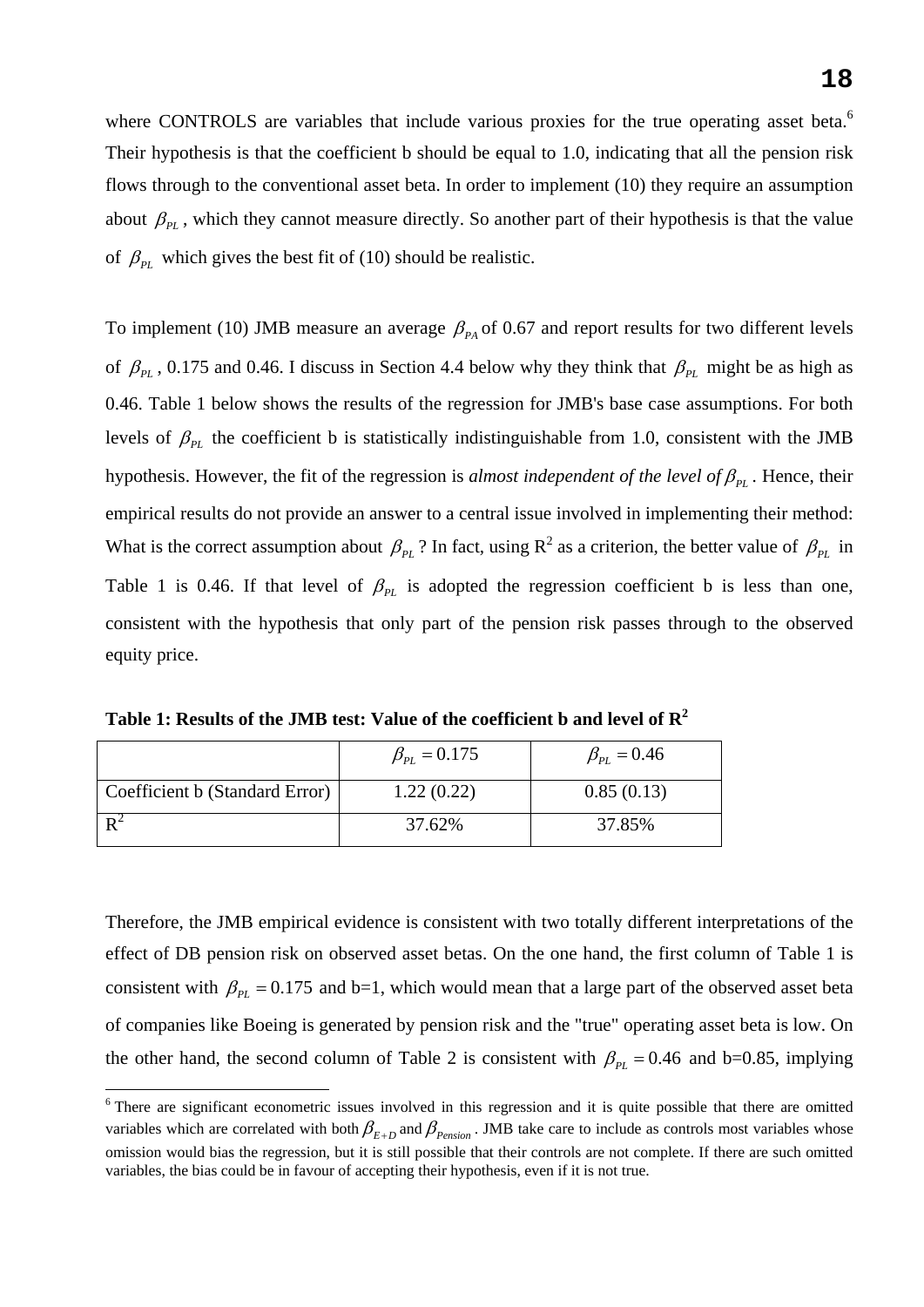where CONTROLS are variables that include various proxies for the true operating asset beta.[6] Their hypothesis is that the coefficient b should be equal to 1.0, indicating that all the pension risk flows through to the conventional asset beta. In order to implement (10) they require an assumption about $\beta_{PL}$, which they cannot measure directly. So another part of their hypothesis is that the value of $\beta_{PL}$ which gives the best fit of (10) should be realistic.

To implement (10) JMB measure an average $\beta_{PA}$ of 0.67 and report results for two different levels of $\beta_{PL}$, 0.175 and 0.46. I discuss in Section 4.4 below why they think that $\beta_{PL}$ might be as high as 0.46. Table 1 below shows the results of the regression for JMB's base case assumptions. For both levels of $\beta_{PL}$ the coefficient b is statistically indistinguishable from 1.0, consistent with the JMB hypothesis. However, the fit of the regression is *almost independent of the level of* $\beta_{PL}$. Hence, their empirical results do not provide an answer to a central issue involved in implementing their method: What is the correct assumption about $\beta_{PL}$? In fact, using $R^2$ as a criterion, the better value of $\beta_{PL}$ in Table 1 is 0.46. If that level of $\beta_{PL}$ is adopted the regression coefficient b is less than one, consistent with the hypothesis that only part of the pension risk passes through to the observed equity price.

**Table 1: Results of the JMB test: Value of the coefficient b and level of $R^2$**

| | $\beta_{PL} = 0.175$ | $\beta_{PL} = 0.46$ |
|---|---|---|
| Coefficient b (Standard Error) | 1.22 (0.22) | 0.85 (0.13) |
| $R^2$ | 37.62% | 37.85% |

Therefore, the JMB empirical evidence is consistent with two totally different interpretations of the effect of DB pension risk on observed asset betas. On the one hand, the first column of Table 1 is consistent with $\beta_{PL} = 0.175$ and b=1, which would mean that a large part of the observed asset beta of companies like Boeing is generated by pension risk and the "true" operating asset beta is low. On the other hand, the second column of Table 2 is consistent with $\beta_{PL} = 0.46$ and b=0.85, implying

[6] There are significant econometric issues involved in this regression and it is quite possible that there are omitted variables which are correlated with both $\beta_{E+D}$ and $\beta_{Pension}$. JMB take care to include as controls most variables whose omission would bias the regression, but it is still possible that their controls are not complete. If there are such omitted variables, the bias could be in favour of accepting their hypothesis, even if it is not true.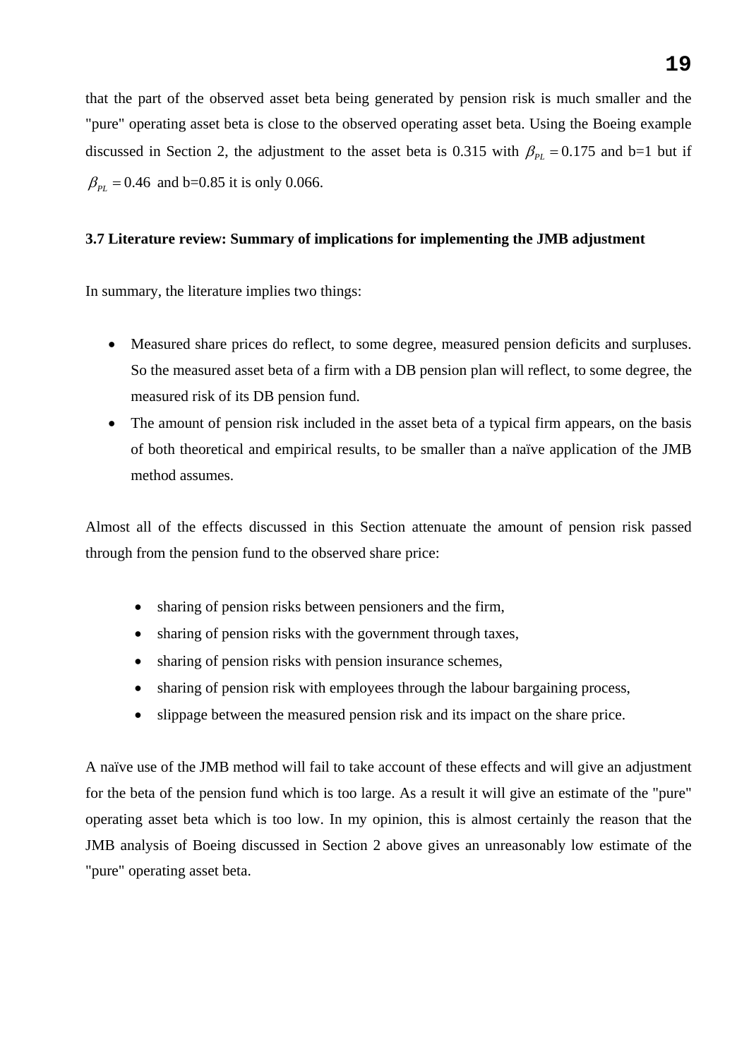that the part of the observed asset beta being generated by pension risk is much smaller and the "pure" operating asset beta is close to the observed operating asset beta. Using the Boeing example discussed in Section 2, the adjustment to the asset beta is 0.315 with $\beta_{PL} = 0.175$ and b=1 but if $\beta_{PL} = 0.46$ and b=0.85 it is only 0.066.

### 3.7 Literature review: Summary of implications for implementing the JMB adjustment

In summary, the literature implies two things:

- Measured share prices do reflect, to some degree, measured pension deficits and surpluses. So the measured asset beta of a firm with a DB pension plan will reflect, to some degree, the measured risk of its DB pension fund.
- The amount of pension risk included in the asset beta of a typical firm appears, on the basis of both theoretical and empirical results, to be smaller than a naïve application of the JMB method assumes.

Almost all of the effects discussed in this Section attenuate the amount of pension risk passed through from the pension fund to the observed share price:

- sharing of pension risks between pensioners and the firm,
- sharing of pension risks with the government through taxes,
- sharing of pension risks with pension insurance schemes,
- sharing of pension risk with employees through the labour bargaining process,
- slippage between the measured pension risk and its impact on the share price.

A naïve use of the JMB method will fail to take account of these effects and will give an adjustment for the beta of the pension fund which is too large. As a result it will give an estimate of the "pure" operating asset beta which is too low. In my opinion, this is almost certainly the reason that the JMB analysis of Boeing discussed in Section 2 above gives an unreasonably low estimate of the "pure" operating asset beta.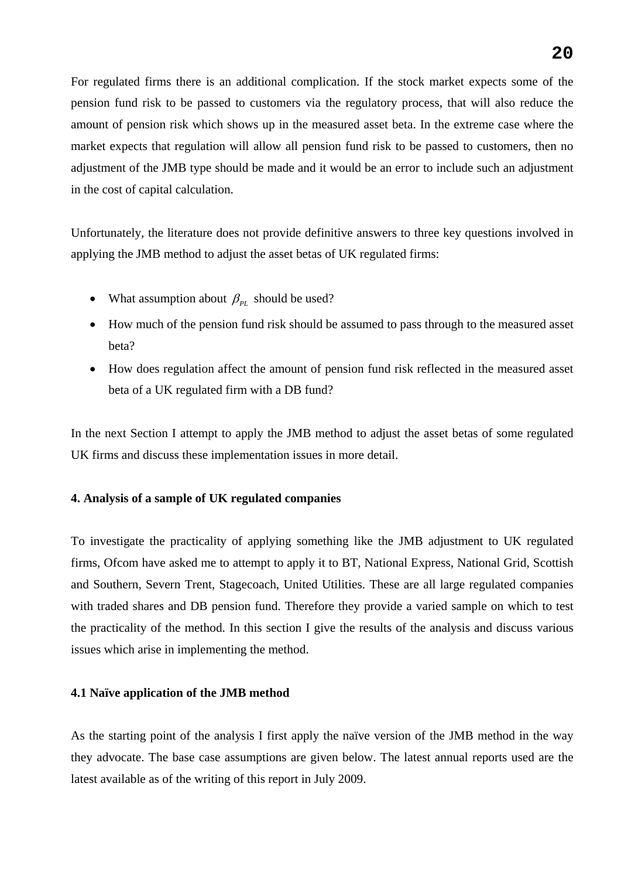For regulated firms there is an additional complication. If the stock market expects some of the pension fund risk to be passed to customers via the regulatory process, that will also reduce the amount of pension risk which shows up in the measured asset beta. In the extreme case where the market expects that regulation will allow all pension fund risk to be passed to customers, then no adjustment of the JMB type should be made and it would be an error to include such an adjustment in the cost of capital calculation.

Unfortunately, the literature does not provide definitive answers to three key questions involved in applying the JMB method to adjust the asset betas of UK regulated firms:

- What assumption about $\beta_{PL}$ should be used?
- How much of the pension fund risk should be assumed to pass through to the measured asset beta?
- How does regulation affect the amount of pension fund risk reflected in the measured asset beta of a UK regulated firm with a DB fund?

In the next Section I attempt to apply the JMB method to adjust the asset betas of some regulated UK firms and discuss these implementation issues in more detail.

## 4. Analysis of a sample of UK regulated companies

To investigate the practicality of applying something like the JMB adjustment to UK regulated firms, Ofcom have asked me to attempt to apply it to BT, National Express, National Grid, Scottish and Southern, Severn Trent, Stagecoach, United Utilities. These are all large regulated companies with traded shares and DB pension fund. Therefore they provide a varied sample on which to test the practicality of the method. In this section I give the results of the analysis and discuss various issues which arise in implementing the method.

### 4.1 Naïve application of the JMB method

As the starting point of the analysis I first apply the naïve version of the JMB method in the way they advocate. The base case assumptions are given below. The latest annual reports used are the latest available as of the writing of this report in July 2009.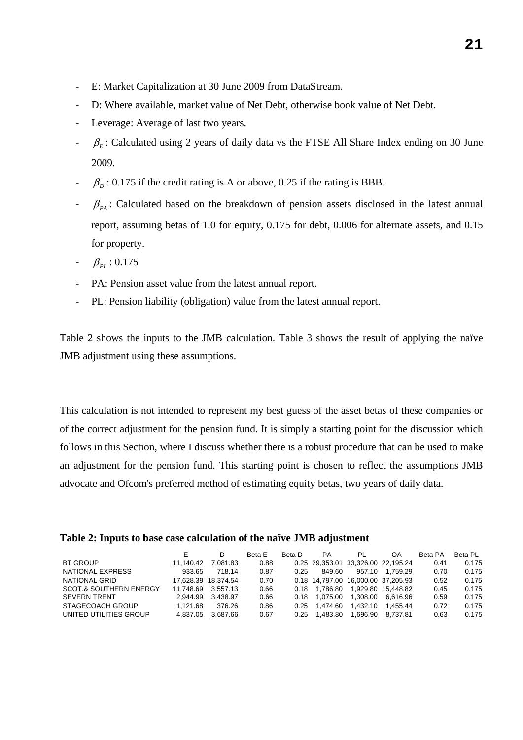- E: Market Capitalization at 30 June 2009 from DataStream.
- D: Where available, market value of Net Debt, otherwise book value of Net Debt.
- Leverage: Average of last two years.
- $\beta_E$: Calculated using 2 years of daily data vs the FTSE All Share Index ending on 30 June 2009.
- $\beta_D$: 0.175 if the credit rating is A or above, 0.25 if the rating is BBB.
- $\beta_{PA}$: Calculated based on the breakdown of pension assets disclosed in the latest annual report, assuming betas of 1.0 for equity, 0.175 for debt, 0.006 for alternate assets, and 0.15 for property.
- $\beta_{PL}$: 0.175
- PA: Pension asset value from the latest annual report.
- PL: Pension liability (obligation) value from the latest annual report.

Table 2 shows the inputs to the JMB calculation. Table 3 shows the result of applying the naïve JMB adjustment using these assumptions.

This calculation is not intended to represent my best guess of the asset betas of these companies or of the correct adjustment for the pension fund. It is simply a starting point for the discussion which follows in this Section, where I discuss whether there is a robust procedure that can be used to make an adjustment for the pension fund. This starting point is chosen to reflect the assumptions JMB advocate and Ofcom's preferred method of estimating equity betas, two years of daily data.

**Table 2: Inputs to base case calculation of the naïve JMB adjustment**

| | E | D | Beta E | Beta D | PA | PL | OA | Beta PA | Beta PL |
|---|---|---|---|---|---|---|---|---|---|
| BT GROUP | 11,140.42 | 7,081.83 | 0.88 | 0.25 | 29,353.01 | 33,326.00 | 22,195.24 | 0.41 | 0.175 |
| NATIONAL EXPRESS | 933.65 | 718.14 | 0.87 | 0.25 | 849.60 | 957.10 | 1,759.29 | 0.70 | 0.175 |
| NATIONAL GRID | 17,628.39 | 18,374.54 | 0.70 | 0.18 | 14,797.00 | 16,000.00 | 37,205.93 | 0.52 | 0.175 |
| SCOT.& SOUTHERN ENERGY | 11,748.69 | 3,557.13 | 0.66 | 0.18 | 1,786.80 | 1,929.80 | 15,448.82 | 0.45 | 0.175 |
| SEVERN TRENT | 2,944.99 | 3,438.97 | 0.66 | 0.18 | 1,075.00 | 1,308.00 | 6,616.96 | 0.59 | 0.175 |
| STAGECOACH GROUP | 1,121.68 | 376.26 | 0.86 | 0.25 | 1,474.60 | 1,432.10 | 1,455.44 | 0.72 | 0.175 |
| UNITED UTILITIES GROUP | 4,837.05 | 3,687.66 | 0.67 | 0.25 | 1,483.80 | 1,696.90 | 8,737.81 | 0.63 | 0.175 |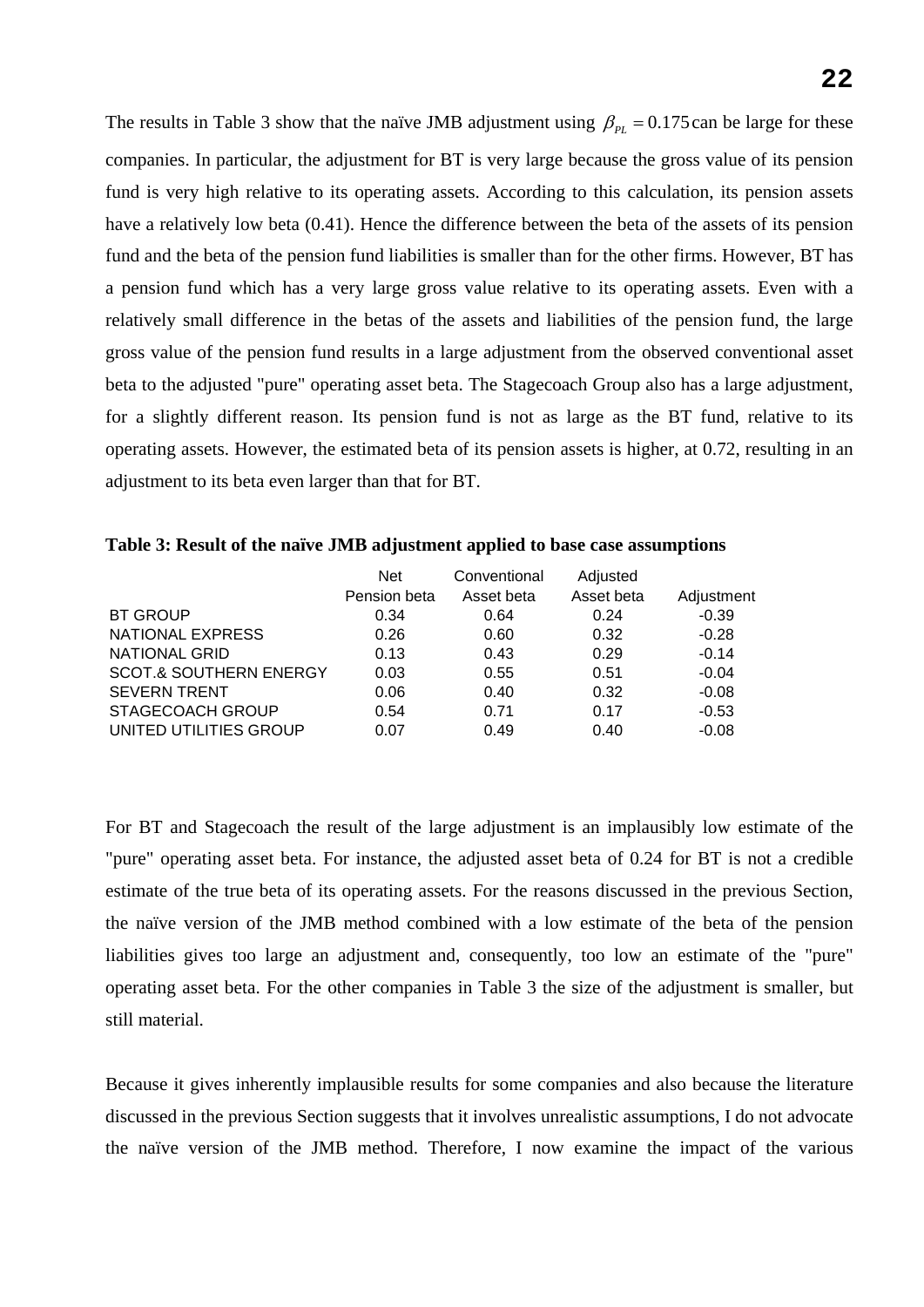The results in Table 3 show that the naïve JMB adjustment using $\beta_{PL} = 0.175$ can be large for these companies. In particular, the adjustment for BT is very large because the gross value of its pension fund is very high relative to its operating assets. According to this calculation, its pension assets have a relatively low beta (0.41). Hence the difference between the beta of the assets of its pension fund and the beta of the pension fund liabilities is smaller than for the other firms. However, BT has a pension fund which has a very large gross value relative to its operating assets. Even with a relatively small difference in the betas of the assets and liabilities of the pension fund, the large gross value of the pension fund results in a large adjustment from the observed conventional asset beta to the adjusted "pure" operating asset beta. The Stagecoach Group also has a large adjustment, for a slightly different reason. Its pension fund is not as large as the BT fund, relative to its operating assets. However, the estimated beta of its pension assets is higher, at 0.72, resulting in an adjustment to its beta even larger than that for BT.

**Table 3: Result of the naïve JMB adjustment applied to base case assumptions**

| | Net Pension beta | Conventional Asset beta | Adjusted Asset beta | Adjustment |
|---|---|---|---|---|
| BT GROUP | 0.34 | 0.64 | 0.24 | -0.39 |
| NATIONAL EXPRESS | 0.26 | 0.60 | 0.32 | -0.28 |
| NATIONAL GRID | 0.13 | 0.43 | 0.29 | -0.14 |
| SCOT.& SOUTHERN ENERGY | 0.03 | 0.55 | 0.51 | -0.04 |
| SEVERN TRENT | 0.06 | 0.40 | 0.32 | -0.08 |
| STAGECOACH GROUP | 0.54 | 0.71 | 0.17 | -0.53 |
| UNITED UTILITIES GROUP | 0.07 | 0.49 | 0.40 | -0.08 |

For BT and Stagecoach the result of the large adjustment is an implausibly low estimate of the "pure" operating asset beta. For instance, the adjusted asset beta of 0.24 for BT is not a credible estimate of the true beta of its operating assets. For the reasons discussed in the previous Section, the naïve version of the JMB method combined with a low estimate of the beta of the pension liabilities gives too large an adjustment and, consequently, too low an estimate of the "pure" operating asset beta. For the other companies in Table 3 the size of the adjustment is smaller, but still material.

Because it gives inherently implausible results for some companies and also because the literature discussed in the previous Section suggests that it involves unrealistic assumptions, I do not advocate the naïve version of the JMB method. Therefore, I now examine the impact of the various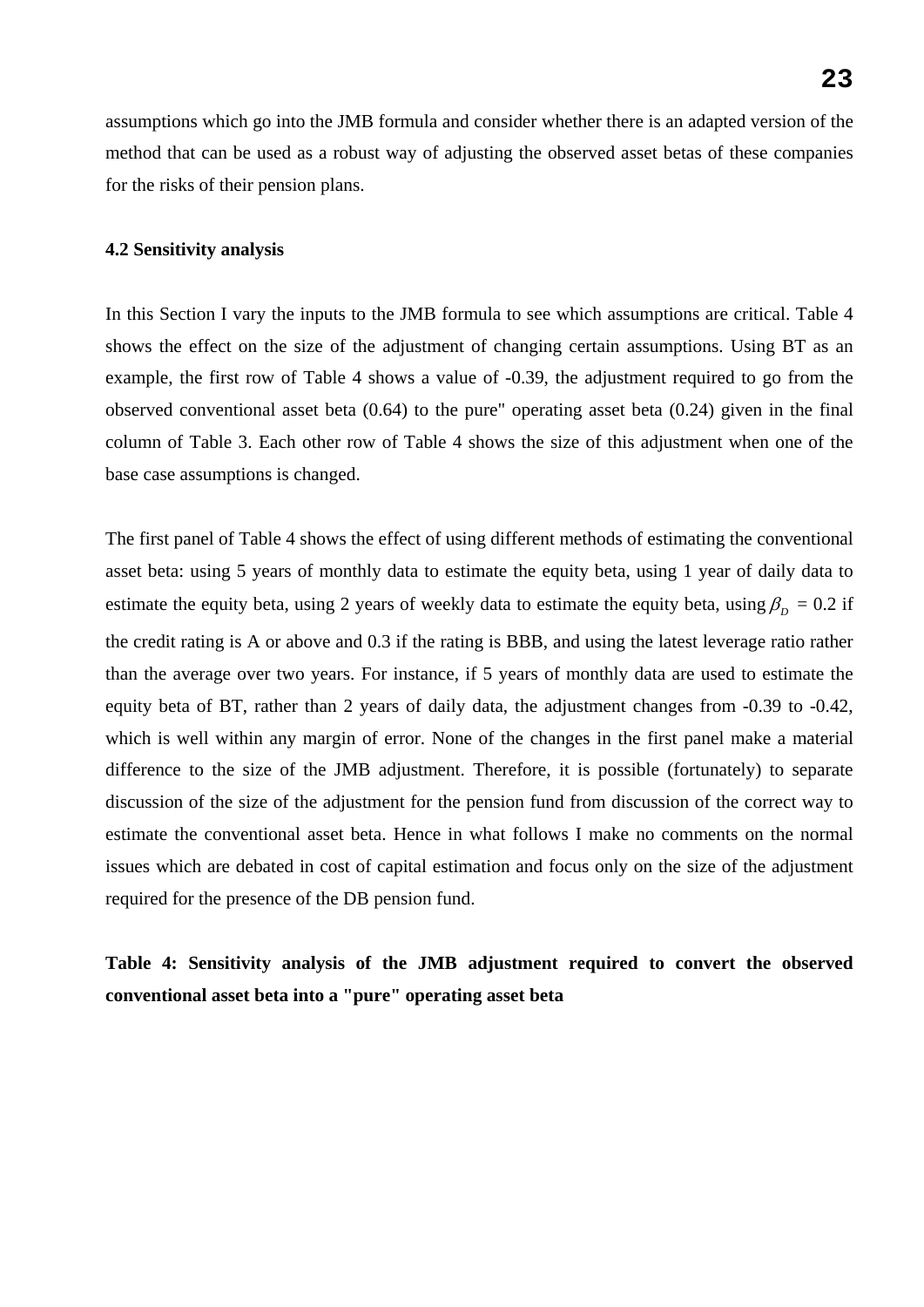assumptions which go into the JMB formula and consider whether there is an adapted version of the method that can be used as a robust way of adjusting the observed asset betas of these companies for the risks of their pension plans.

**4.2 Sensitivity analysis**

In this Section I vary the inputs to the JMB formula to see which assumptions are critical. Table 4 shows the effect on the size of the adjustment of changing certain assumptions. Using BT as an example, the first row of Table 4 shows a value of -0.39, the adjustment required to go from the observed conventional asset beta (0.64) to the pure" operating asset beta (0.24) given in the final column of Table 3. Each other row of Table 4 shows the size of this adjustment when one of the base case assumptions is changed.

The first panel of Table 4 shows the effect of using different methods of estimating the conventional asset beta: using 5 years of monthly data to estimate the equity beta, using 1 year of daily data to estimate the equity beta, using 2 years of weekly data to estimate the equity beta, using $\beta_D$ = 0.2 if the credit rating is A or above and 0.3 if the rating is BBB, and using the latest leverage ratio rather than the average over two years. For instance, if 5 years of monthly data are used to estimate the equity beta of BT, rather than 2 years of daily data, the adjustment changes from -0.39 to -0.42, which is well within any margin of error. None of the changes in the first panel make a material difference to the size of the JMB adjustment. Therefore, it is possible (fortunately) to separate discussion of the size of the adjustment for the pension fund from discussion of the correct way to estimate the conventional asset beta. Hence in what follows I make no comments on the normal issues which are debated in cost of capital estimation and focus only on the size of the adjustment required for the presence of the DB pension fund.

**Table 4: Sensitivity analysis of the JMB adjustment required to convert the observed conventional asset beta into a "pure" operating asset beta**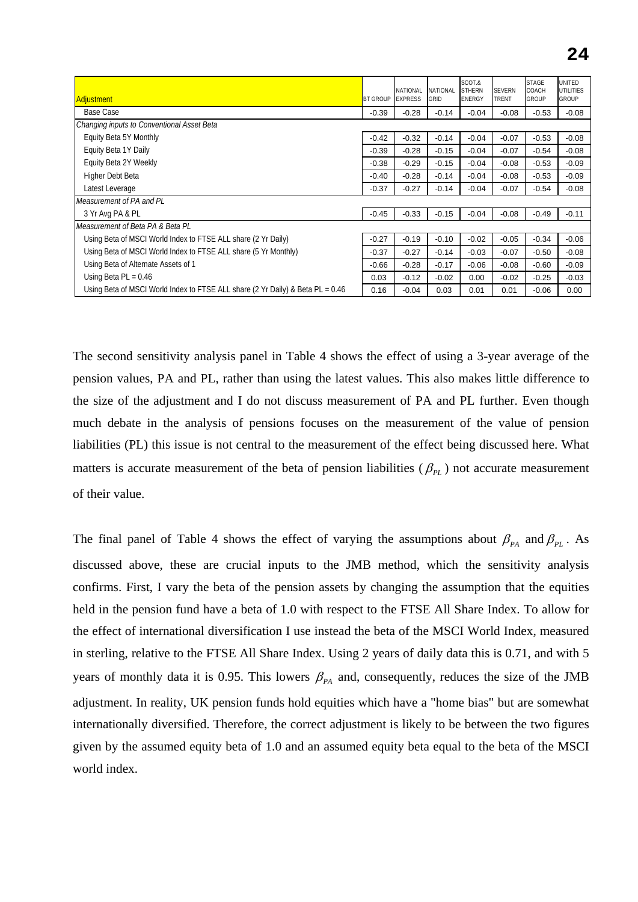| Adjustment | BT GROUP | NATIONAL EXPRESS | NATIONAL GRID | SCOT.& STHERN ENERGY | SEVERN TRENT | STAGE COACH GROUP | UNITED UTILITIES GROUP |
|---|---|---|---|---|---|---|---|
| Base Case | -0.39 | -0.28 | -0.14 | -0.04 | -0.08 | -0.53 | -0.08 |
| *Changing inputs to Conventional Asset Beta* | | | | | | | |
| Equity Beta 5Y Monthly | -0.42 | -0.32 | -0.14 | -0.04 | -0.07 | -0.53 | -0.08 |
| Equity Beta 1Y Daily | -0.39 | -0.28 | -0.15 | -0.04 | -0.07 | -0.54 | -0.08 |
| Equity Beta 2Y Weekly | -0.38 | -0.29 | -0.15 | -0.04 | -0.08 | -0.53 | -0.09 |
| Higher Debt Beta | -0.40 | -0.28 | -0.14 | -0.04 | -0.08 | -0.53 | -0.09 |
| Latest Leverage | -0.37 | -0.27 | -0.14 | -0.04 | -0.07 | -0.54 | -0.08 |
| *Measurement of PA and PL* | | | | | | | |
| 3 Yr Avg PA & PL | -0.45 | -0.33 | -0.15 | -0.04 | -0.08 | -0.49 | -0.11 |
| *Measurement of Beta PA & Beta PL* | | | | | | | |
| Using Beta of MSCI World Index to FTSE ALL share (2 Yr Daily) | -0.27 | -0.19 | -0.10 | -0.02 | -0.05 | -0.34 | -0.06 |
| Using Beta of MSCI World Index to FTSE ALL share (5 Yr Monthly) | -0.37 | -0.27 | -0.14 | -0.03 | -0.07 | -0.50 | -0.08 |
| Using Beta of Alternate Assets of 1 | -0.66 | -0.28 | -0.17 | -0.06 | -0.08 | -0.60 | -0.09 |
| Using Beta PL = 0.46 | 0.03 | -0.12 | -0.02 | 0.00 | -0.02 | -0.25 | -0.03 |
| Using Beta of MSCI World Index to FTSE ALL share (2 Yr Daily) & Beta PL = 0.46 | 0.16 | -0.04 | 0.03 | 0.01 | 0.01 | -0.06 | 0.00 |

The second sensitivity analysis panel in Table 4 shows the effect of using a 3-year average of the pension values, PA and PL, rather than using the latest values. This also makes little difference to the size of the adjustment and I do not discuss measurement of PA and PL further. Even though much debate in the analysis of pensions focuses on the measurement of the value of pension liabilities (PL) this issue is not central to the measurement of the effect being discussed here. What matters is accurate measurement of the beta of pension liabilities ($\beta_{PL}$) not accurate measurement of their value.

The final panel of Table 4 shows the effect of varying the assumptions about $\beta_{PA}$ and $\beta_{PL}$. As discussed above, these are crucial inputs to the JMB method, which the sensitivity analysis confirms. First, I vary the beta of the pension assets by changing the assumption that the equities held in the pension fund have a beta of 1.0 with respect to the FTSE All Share Index. To allow for the effect of international diversification I use instead the beta of the MSCI World Index, measured in sterling, relative to the FTSE All Share Index. Using 2 years of daily data this is 0.71, and with 5 years of monthly data it is 0.95. This lowers $\beta_{PA}$ and, consequently, reduces the size of the JMB adjustment. In reality, UK pension funds hold equities which have a "home bias" but are somewhat internationally diversified. Therefore, the correct adjustment is likely to be between the two figures given by the assumed equity beta of 1.0 and an assumed equity beta equal to the beta of the MSCI world index.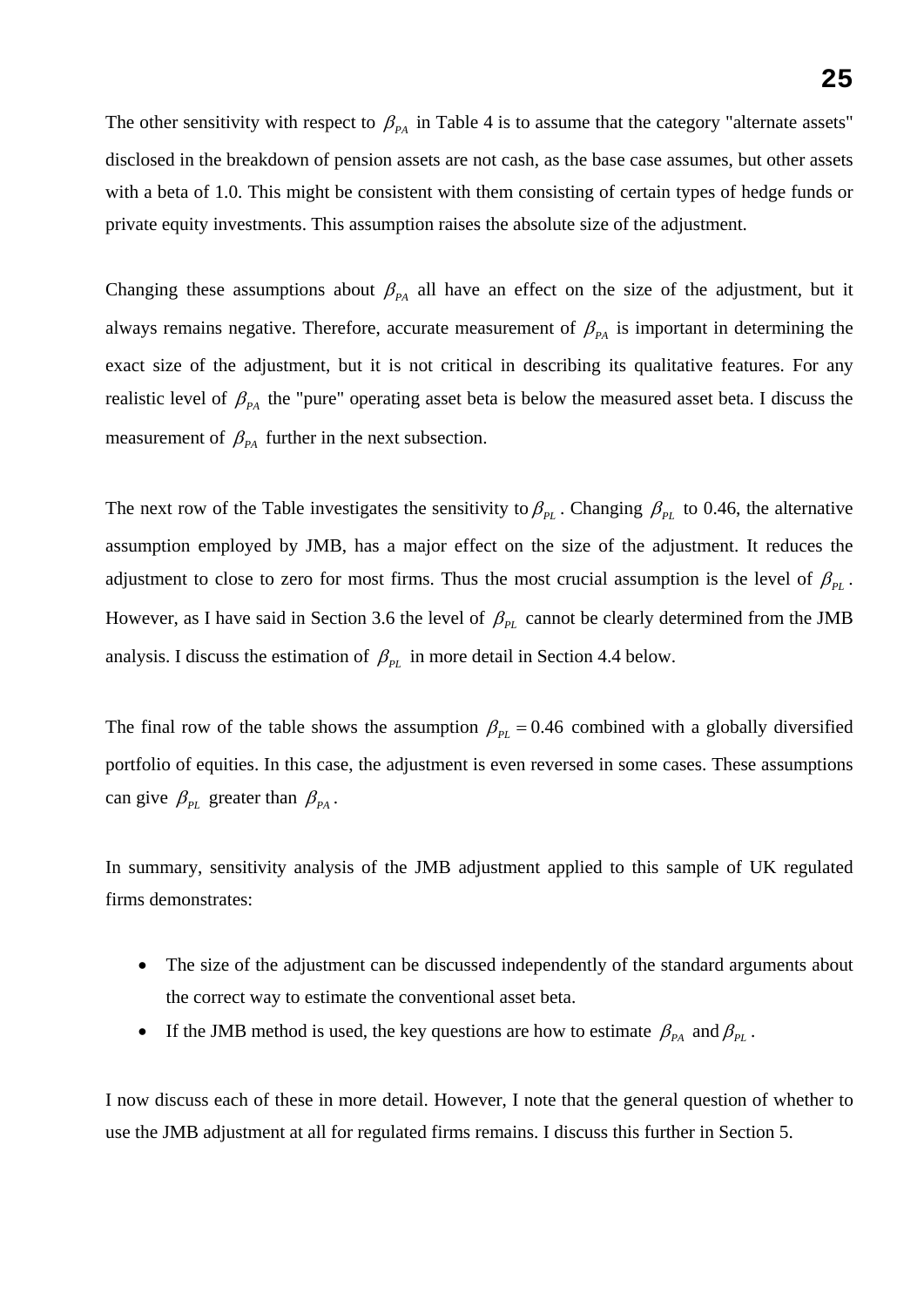The other sensitivity with respect to $\beta_{PA}$ in Table 4 is to assume that the category "alternate assets" disclosed in the breakdown of pension assets are not cash, as the base case assumes, but other assets with a beta of 1.0. This might be consistent with them consisting of certain types of hedge funds or private equity investments. This assumption raises the absolute size of the adjustment.

Changing these assumptions about $\beta_{PA}$ all have an effect on the size of the adjustment, but it always remains negative. Therefore, accurate measurement of $\beta_{PA}$ is important in determining the exact size of the adjustment, but it is not critical in describing its qualitative features. For any realistic level of $\beta_{PA}$ the "pure" operating asset beta is below the measured asset beta. I discuss the measurement of $\beta_{PA}$ further in the next subsection.

The next row of the Table investigates the sensitivity to $\beta_{PL}$. Changing $\beta_{PL}$ to 0.46, the alternative assumption employed by JMB, has a major effect on the size of the adjustment. It reduces the adjustment to close to zero for most firms. Thus the most crucial assumption is the level of $\beta_{PL}$. However, as I have said in Section 3.6 the level of $\beta_{PL}$ cannot be clearly determined from the JMB analysis. I discuss the estimation of $\beta_{PL}$ in more detail in Section 4.4 below.

The final row of the table shows the assumption $\beta_{PL} = 0.46$ combined with a globally diversified portfolio of equities. In this case, the adjustment is even reversed in some cases. These assumptions can give $\beta_{PL}$ greater than $\beta_{PA}$.

In summary, sensitivity analysis of the JMB adjustment applied to this sample of UK regulated firms demonstrates:

- The size of the adjustment can be discussed independently of the standard arguments about the correct way to estimate the conventional asset beta.
- If the JMB method is used, the key questions are how to estimate $\beta_{PA}$ and $\beta_{PL}$.

I now discuss each of these in more detail. However, I note that the general question of whether to use the JMB adjustment at all for regulated firms remains. I discuss this further in Section 5.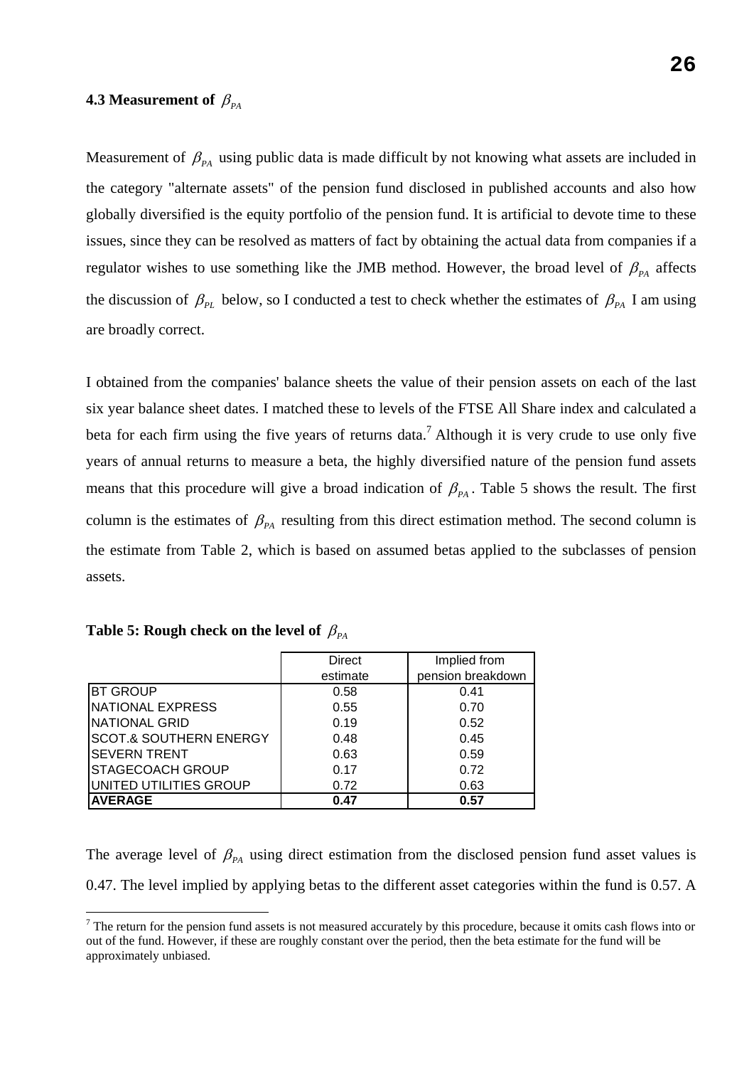### 4.3 Measurement of $\beta_{PA}$

Measurement of $\beta_{PA}$ using public data is made difficult by not knowing what assets are included in the category "alternate assets" of the pension fund disclosed in published accounts and also how globally diversified is the equity portfolio of the pension fund. It is artificial to devote time to these issues, since they can be resolved as matters of fact by obtaining the actual data from companies if a regulator wishes to use something like the JMB method. However, the broad level of $\beta_{PA}$ affects the discussion of $\beta_{PL}$ below, so I conducted a test to check whether the estimates of $\beta_{PA}$ I am using are broadly correct.

I obtained from the companies' balance sheets the value of their pension assets on each of the last six year balance sheet dates. I matched these to levels of the FTSE All Share index and calculated a beta for each firm using the five years of returns data.[7] Although it is very crude to use only five years of annual returns to measure a beta, the highly diversified nature of the pension fund assets means that this procedure will give a broad indication of $\beta_{PA}$. Table 5 shows the result. The first column is the estimates of $\beta_{PA}$ resulting from this direct estimation method. The second column is the estimate from Table 2, which is based on assumed betas applied to the subclasses of pension assets.

**Table 5: Rough check on the level of $\beta_{PA}$**

| | Direct estimate | Implied from pension breakdown |
|---|---|---|
| BT GROUP | 0.58 | 0.41 |
| NATIONAL EXPRESS | 0.55 | 0.70 |
| NATIONAL GRID | 0.19 | 0.52 |
| SCOT.& SOUTHERN ENERGY | 0.48 | 0.45 |
| SEVERN TRENT | 0.63 | 0.59 |
| STAGECOACH GROUP | 0.17 | 0.72 |
| UNITED UTILITIES GROUP | 0.72 | 0.63 |
| **AVERAGE** | **0.47** | **0.57** |

The average level of $\beta_{PA}$ using direct estimation from the disclosed pension fund asset values is 0.47. The level implied by applying betas to the different asset categories within the fund is 0.57. A

[7] The return for the pension fund assets is not measured accurately by this procedure, because it omits cash flows into or out of the fund. However, if these are roughly constant over the period, then the beta estimate for the fund will be approximately unbiased.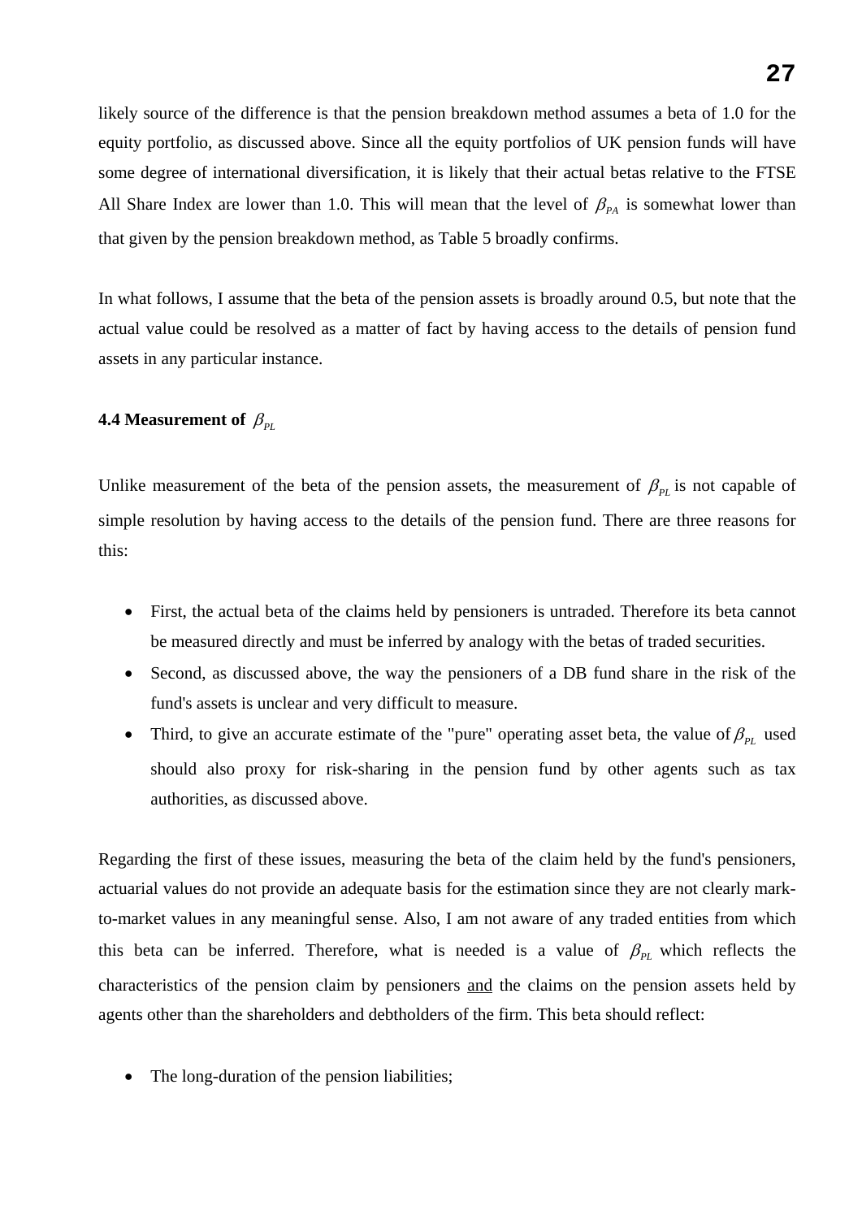likely source of the difference is that the pension breakdown method assumes a beta of 1.0 for the equity portfolio, as discussed above. Since all the equity portfolios of UK pension funds will have some degree of international diversification, it is likely that their actual betas relative to the FTSE All Share Index are lower than 1.0. This will mean that the level of $\beta_{PA}$ is somewhat lower than that given by the pension breakdown method, as Table 5 broadly confirms.

In what follows, I assume that the beta of the pension assets is broadly around 0.5, but note that the actual value could be resolved as a matter of fact by having access to the details of pension fund assets in any particular instance.

### 4.4 Measurement of $\beta_{PL}$

Unlike measurement of the beta of the pension assets, the measurement of $\beta_{PL}$ is not capable of simple resolution by having access to the details of the pension fund. There are three reasons for this:

- First, the actual beta of the claims held by pensioners is untraded. Therefore its beta cannot be measured directly and must be inferred by analogy with the betas of traded securities.
- Second, as discussed above, the way the pensioners of a DB fund share in the risk of the fund's assets is unclear and very difficult to measure.
- Third, to give an accurate estimate of the "pure" operating asset beta, the value of $\beta_{PL}$ used should also proxy for risk-sharing in the pension fund by other agents such as tax authorities, as discussed above.

Regarding the first of these issues, measuring the beta of the claim held by the fund's pensioners, actuarial values do not provide an adequate basis for the estimation since they are not clearly mark-to-market values in any meaningful sense. Also, I am not aware of any traded entities from which this beta can be inferred. Therefore, what is needed is a value of $\beta_{PL}$ which reflects the characteristics of the pension claim by pensioners <u>and</u> the claims on the pension assets held by agents other than the shareholders and debtholders of the firm. This beta should reflect:

- The long-duration of the pension liabilities;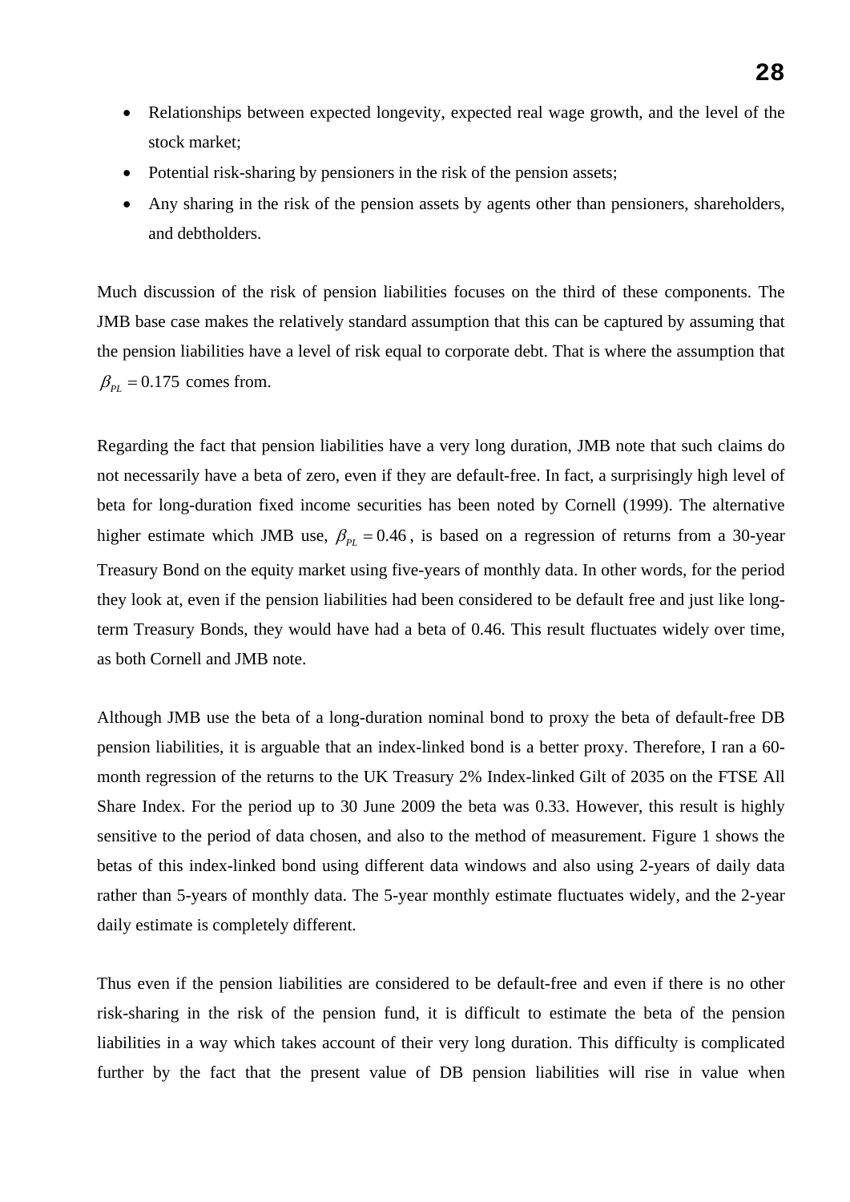- Relationships between expected longevity, expected real wage growth, and the level of the stock market;
- Potential risk-sharing by pensioners in the risk of the pension assets;
- Any sharing in the risk of the pension assets by agents other than pensioners, shareholders, and debtholders.

Much discussion of the risk of pension liabilities focuses on the third of these components. The JMB base case makes the relatively standard assumption that this can be captured by assuming that the pension liabilities have a level of risk equal to corporate debt. That is where the assumption that $\beta_{PL} = 0.175$ comes from.

Regarding the fact that pension liabilities have a very long duration, JMB note that such claims do not necessarily have a beta of zero, even if they are default-free. In fact, a surprisingly high level of beta for long-duration fixed income securities has been noted by Cornell (1999). The alternative higher estimate which JMB use, $\beta_{PL} = 0.46$, is based on a regression of returns from a 30-year Treasury Bond on the equity market using five-years of monthly data. In other words, for the period they look at, even if the pension liabilities had been considered to be default free and just like long-term Treasury Bonds, they would have had a beta of 0.46. This result fluctuates widely over time, as both Cornell and JMB note.

Although JMB use the beta of a long-duration nominal bond to proxy the beta of default-free DB pension liabilities, it is arguable that an index-linked bond is a better proxy. Therefore, I ran a 60-month regression of the returns to the UK Treasury 2% Index-linked Gilt of 2035 on the FTSE All Share Index. For the period up to 30 June 2009 the beta was 0.33. However, this result is highly sensitive to the period of data chosen, and also to the method of measurement. Figure 1 shows the betas of this index-linked bond using different data windows and also using 2-years of daily data rather than 5-years of monthly data. The 5-year monthly estimate fluctuates widely, and the 2-year daily estimate is completely different.

Thus even if the pension liabilities are considered to be default-free and even if there is no other risk-sharing in the risk of the pension fund, it is difficult to estimate the beta of the pension liabilities in a way which takes account of their very long duration. This difficulty is complicated further by the fact that the present value of DB pension liabilities will rise in value when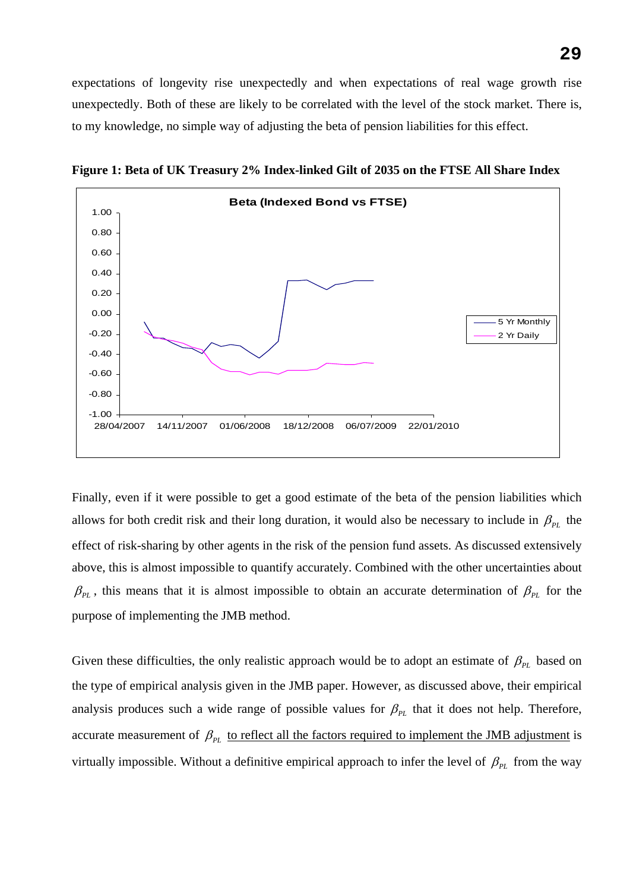expectations of longevity rise unexpectedly and when expectations of real wage growth rise unexpectedly. Both of these are likely to be correlated with the level of the stock market. There is, to my knowledge, no simple way of adjusting the beta of pension liabilities for this effect.

**Figure 1: Beta of UK Treasury 2% Index-linked Gilt of 2035 on the FTSE All Share Index**

Finally, even if it were possible to get a good estimate of the beta of the pension liabilities which allows for both credit risk and their long duration, it would also be necessary to include in $\beta_{PL}$ the effect of risk-sharing by other agents in the risk of the pension fund assets. As discussed extensively above, this is almost impossible to quantify accurately. Combined with the other uncertainties about $\beta_{PL}$, this means that it is almost impossible to obtain an accurate determination of $\beta_{PL}$ for the purpose of implementing the JMB method.

Given these difficulties, the only realistic approach would be to adopt an estimate of $\beta_{PL}$ based on the type of empirical analysis given in the JMB paper. However, as discussed above, their empirical analysis produces such a wide range of possible values for $\beta_{PL}$ that it does not help. Therefore, accurate measurement of $\beta_{PL}$ <u>to reflect all the factors required to implement the JMB adjustment</u> is virtually impossible. Without a definitive empirical approach to infer the level of $\beta_{PL}$ from the way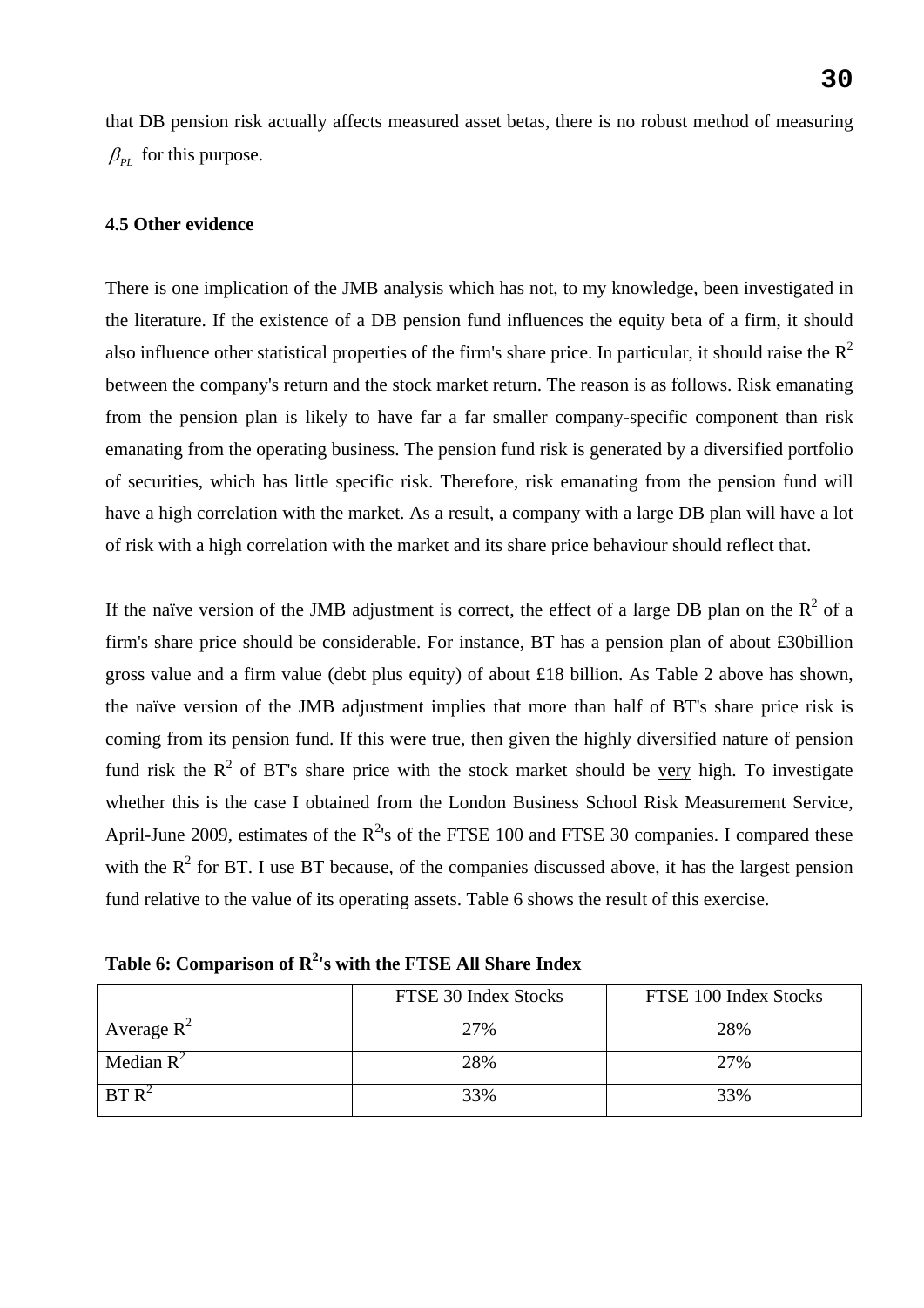that DB pension risk actually affects measured asset betas, there is no robust method of measuring $\beta_{PL}$ for this purpose.

### 4.5 Other evidence

There is one implication of the JMB analysis which has not, to my knowledge, been investigated in the literature. If the existence of a DB pension fund influences the equity beta of a firm, it should also influence other statistical properties of the firm's share price. In particular, it should raise the $R^2$ between the company's return and the stock market return. The reason is as follows. Risk emanating from the pension plan is likely to have far a far smaller company-specific component than risk emanating from the operating business. The pension fund risk is generated by a diversified portfolio of securities, which has little specific risk. Therefore, risk emanating from the pension fund will have a high correlation with the market. As a result, a company with a large DB plan will have a lot of risk with a high correlation with the market and its share price behaviour should reflect that.

If the naïve version of the JMB adjustment is correct, the effect of a large DB plan on the $R^2$ of a firm's share price should be considerable. For instance, BT has a pension plan of about £30billion gross value and a firm value (debt plus equity) of about £18 billion. As Table 2 above has shown, the naïve version of the JMB adjustment implies that more than half of BT's share price risk is coming from its pension fund. If this were true, then given the highly diversified nature of pension fund risk the $R^2$ of BT's share price with the stock market should be <u>very</u> high. To investigate whether this is the case I obtained from the London Business School Risk Measurement Service, April-June 2009, estimates of the $R^2$'s of the FTSE 100 and FTSE 30 companies. I compared these with the $R^2$ for BT. I use BT because, of the companies discussed above, it has the largest pension fund relative to the value of its operating assets. Table 6 shows the result of this exercise.

**Table 6: Comparison of $R^2$'s with the FTSE All Share Index**

| | FTSE 30 Index Stocks | FTSE 100 Index Stocks |
|---|---|---|
| Average $R^2$ | 27% | 28% |
| Median $R^2$ | 28% | 27% |
| BT $R^2$ | 33% | 33% |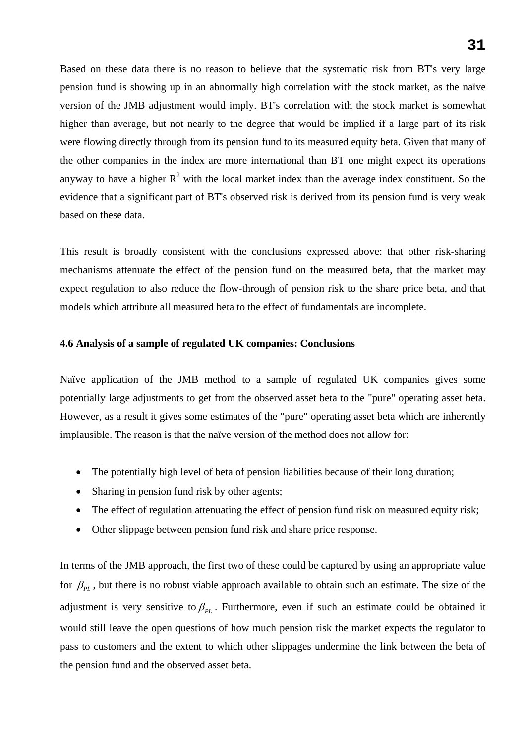Based on these data there is no reason to believe that the systematic risk from BT's very large pension fund is showing up in an abnormally high correlation with the stock market, as the naïve version of the JMB adjustment would imply. BT's correlation with the stock market is somewhat higher than average, but not nearly to the degree that would be implied if a large part of its risk were flowing directly through from its pension fund to its measured equity beta. Given that many of the other companies in the index are more international than BT one might expect its operations anyway to have a higher $R^2$ with the local market index than the average index constituent. So the evidence that a significant part of BT's observed risk is derived from its pension fund is very weak based on these data.

This result is broadly consistent with the conclusions expressed above: that other risk-sharing mechanisms attenuate the effect of the pension fund on the measured beta, that the market may expect regulation to also reduce the flow-through of pension risk to the share price beta, and that models which attribute all measured beta to the effect of fundamentals are incomplete.

### 4.6 Analysis of a sample of regulated UK companies: Conclusions

Naïve application of the JMB method to a sample of regulated UK companies gives some potentially large adjustments to get from the observed asset beta to the "pure" operating asset beta. However, as a result it gives some estimates of the "pure" operating asset beta which are inherently implausible. The reason is that the naïve version of the method does not allow for:

- The potentially high level of beta of pension liabilities because of their long duration;
- Sharing in pension fund risk by other agents;
- The effect of regulation attenuating the effect of pension fund risk on measured equity risk;
- Other slippage between pension fund risk and share price response.

In terms of the JMB approach, the first two of these could be captured by using an appropriate value for $\beta_{PL}$, but there is no robust viable approach available to obtain such an estimate. The size of the adjustment is very sensitive to $\beta_{PL}$. Furthermore, even if such an estimate could be obtained it would still leave the open questions of how much pension risk the market expects the regulator to pass to customers and the extent to which other slippages undermine the link between the beta of the pension fund and the observed asset beta.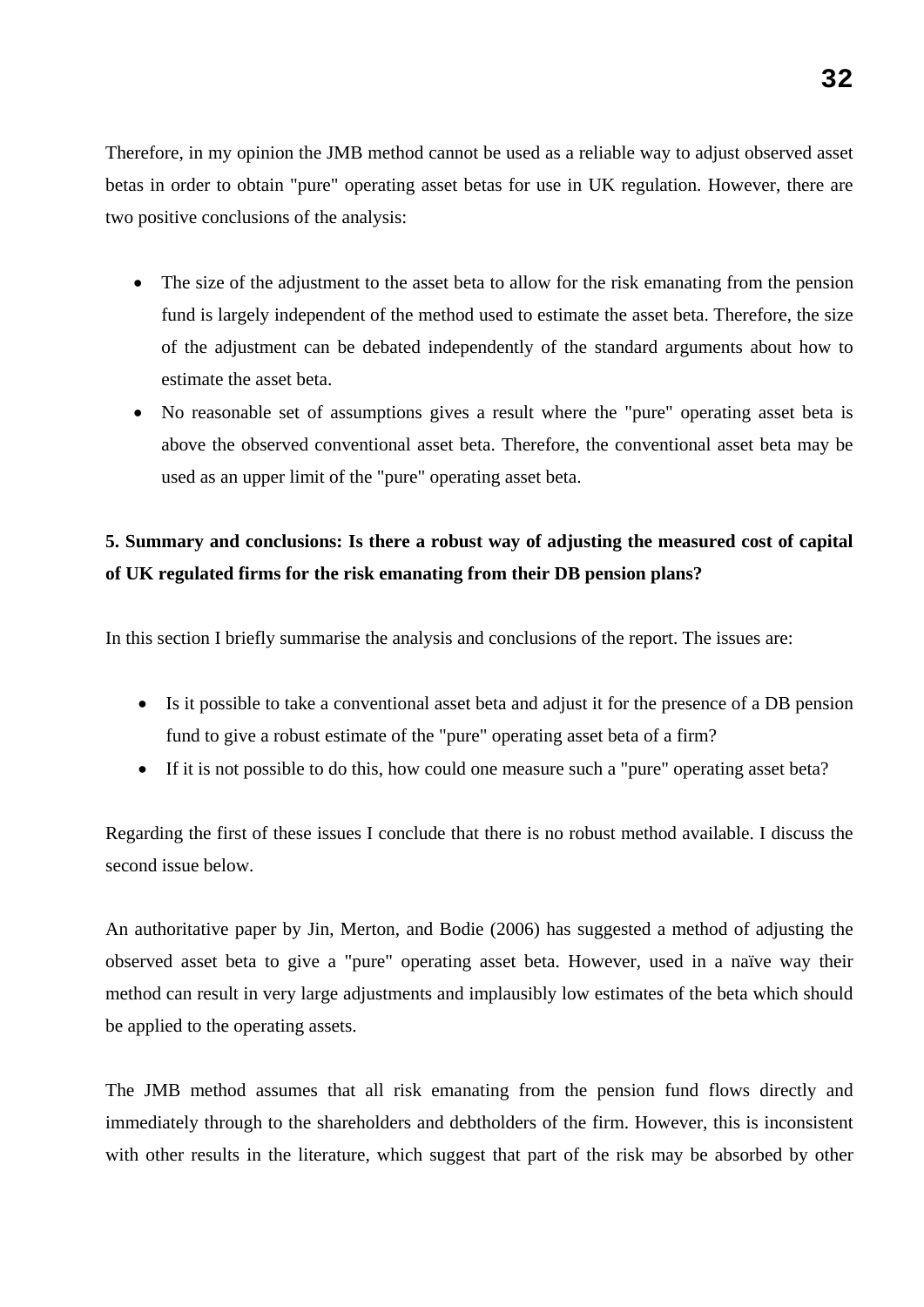Therefore, in my opinion the JMB method cannot be used as a reliable way to adjust observed asset betas in order to obtain "pure" operating asset betas for use in UK regulation. However, there are two positive conclusions of the analysis:

- The size of the adjustment to the asset beta to allow for the risk emanating from the pension fund is largely independent of the method used to estimate the asset beta. Therefore, the size of the adjustment can be debated independently of the standard arguments about how to estimate the asset beta.
- No reasonable set of assumptions gives a result where the "pure" operating asset beta is above the observed conventional asset beta. Therefore, the conventional asset beta may be used as an upper limit of the "pure" operating asset beta.

**5. Summary and conclusions: Is there a robust way of adjusting the measured cost of capital of UK regulated firms for the risk emanating from their DB pension plans?**

In this section I briefly summarise the analysis and conclusions of the report. The issues are:

- Is it possible to take a conventional asset beta and adjust it for the presence of a DB pension fund to give a robust estimate of the "pure" operating asset beta of a firm?
- If it is not possible to do this, how could one measure such a "pure" operating asset beta?

Regarding the first of these issues I conclude that there is no robust method available. I discuss the second issue below.

An authoritative paper by Jin, Merton, and Bodie (2006) has suggested a method of adjusting the observed asset beta to give a "pure" operating asset beta. However, used in a naïve way their method can result in very large adjustments and implausibly low estimates of the beta which should be applied to the operating assets.

The JMB method assumes that all risk emanating from the pension fund flows directly and immediately through to the shareholders and debtholders of the firm. However, this is inconsistent with other results in the literature, which suggest that part of the risk may be absorbed by other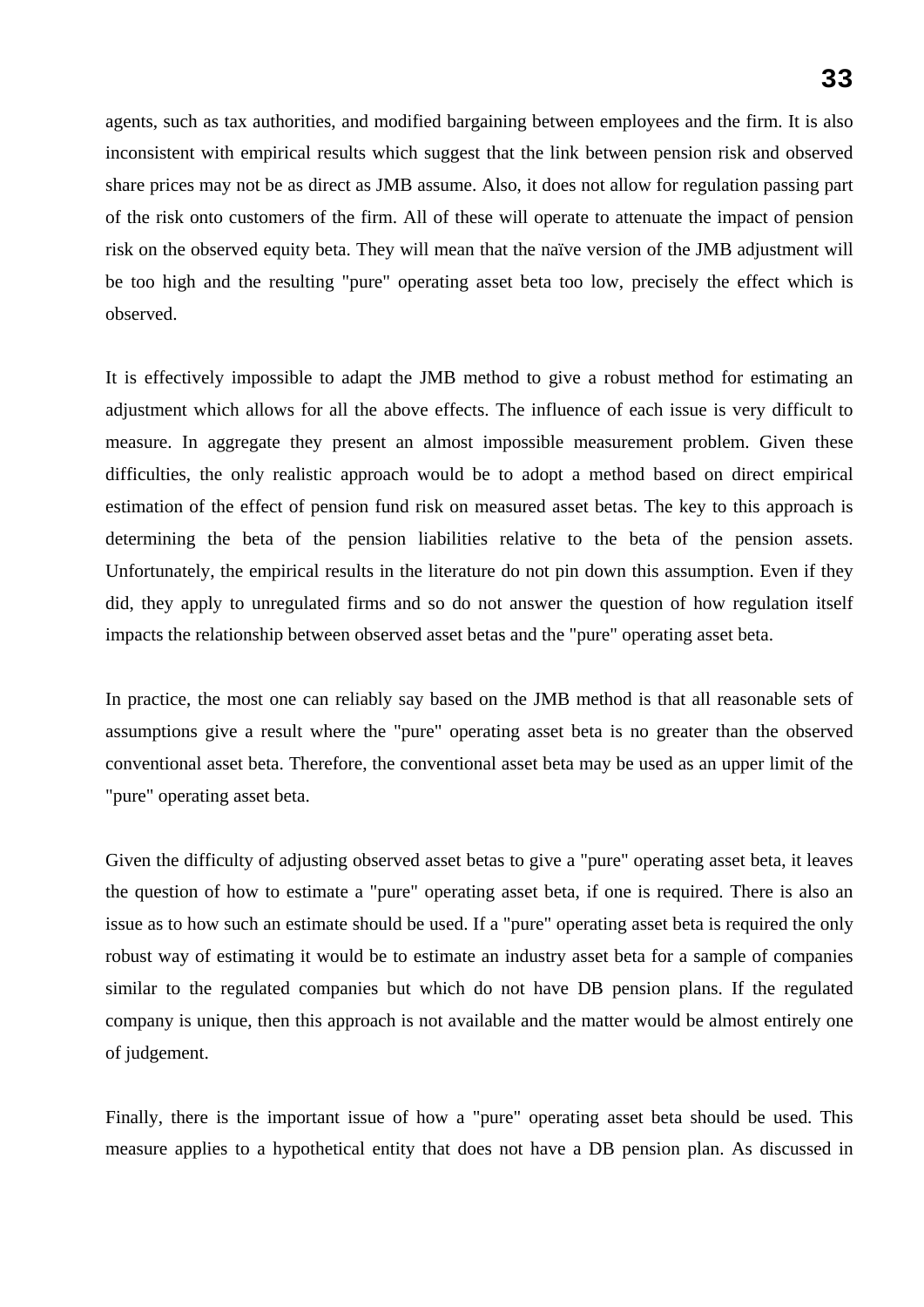agents, such as tax authorities, and modified bargaining between employees and the firm. It is also inconsistent with empirical results which suggest that the link between pension risk and observed share prices may not be as direct as JMB assume. Also, it does not allow for regulation passing part of the risk onto customers of the firm. All of these will operate to attenuate the impact of pension risk on the observed equity beta. They will mean that the naïve version of the JMB adjustment will be too high and the resulting "pure" operating asset beta too low, precisely the effect which is observed.

It is effectively impossible to adapt the JMB method to give a robust method for estimating an adjustment which allows for all the above effects. The influence of each issue is very difficult to measure. In aggregate they present an almost impossible measurement problem. Given these difficulties, the only realistic approach would be to adopt a method based on direct empirical estimation of the effect of pension fund risk on measured asset betas. The key to this approach is determining the beta of the pension liabilities relative to the beta of the pension assets. Unfortunately, the empirical results in the literature do not pin down this assumption. Even if they did, they apply to unregulated firms and so do not answer the question of how regulation itself impacts the relationship between observed asset betas and the "pure" operating asset beta.

In practice, the most one can reliably say based on the JMB method is that all reasonable sets of assumptions give a result where the "pure" operating asset beta is no greater than the observed conventional asset beta. Therefore, the conventional asset beta may be used as an upper limit of the "pure" operating asset beta.

Given the difficulty of adjusting observed asset betas to give a "pure" operating asset beta, it leaves the question of how to estimate a "pure" operating asset beta, if one is required. There is also an issue as to how such an estimate should be used. If a "pure" operating asset beta is required the only robust way of estimating it would be to estimate an industry asset beta for a sample of companies similar to the regulated companies but which do not have DB pension plans. If the regulated company is unique, then this approach is not available and the matter would be almost entirely one of judgement.

Finally, there is the important issue of how a "pure" operating asset beta should be used. This measure applies to a hypothetical entity that does not have a DB pension plan. As discussed in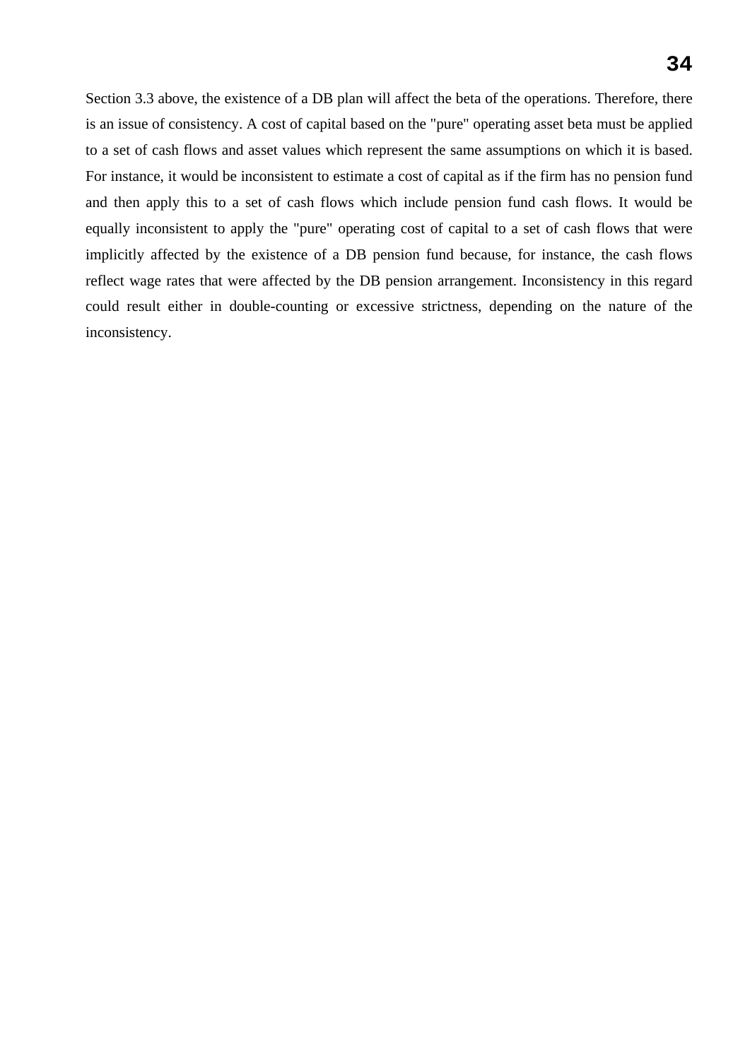Section 3.3 above, the existence of a DB plan will affect the beta of the operations. Therefore, there is an issue of consistency. A cost of capital based on the "pure" operating asset beta must be applied to a set of cash flows and asset values which represent the same assumptions on which it is based. For instance, it would be inconsistent to estimate a cost of capital as if the firm has no pension fund and then apply this to a set of cash flows which include pension fund cash flows. It would be equally inconsistent to apply the "pure" operating cost of capital to a set of cash flows that were implicitly affected by the existence of a DB pension fund because, for instance, the cash flows reflect wage rates that were affected by the DB pension arrangement. Inconsistency in this regard could result either in double-counting or excessive strictness, depending on the nature of the inconsistency.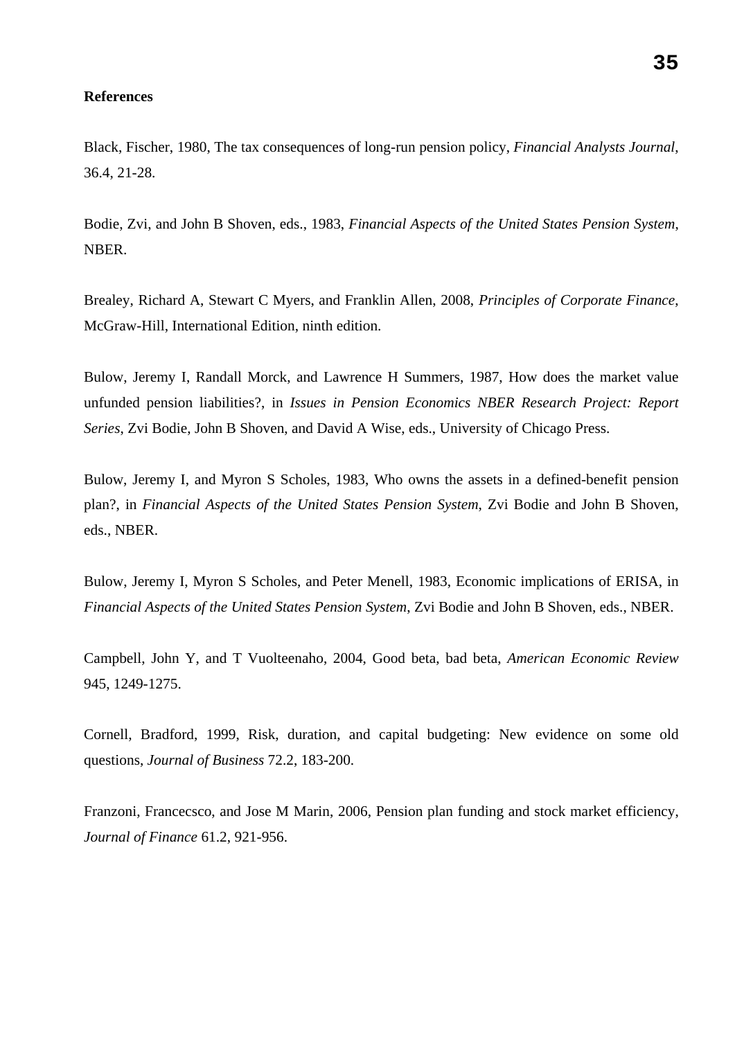**References**

Black, Fischer, 1980, The tax consequences of long-run pension policy, *Financial Analysts Journal*, 36.4, 21-28.

Bodie, Zvi, and John B Shoven, eds., 1983, *Financial Aspects of the United States Pension System*, NBER.

Brealey, Richard A, Stewart C Myers, and Franklin Allen, 2008, *Principles of Corporate Finance,* McGraw-Hill, International Edition, ninth edition.

Bulow, Jeremy I, Randall Morck, and Lawrence H Summers, 1987, How does the market value unfunded pension liabilities?, in *Issues in Pension Economics NBER Research Project: Report Series*, Zvi Bodie, John B Shoven, and David A Wise, eds., University of Chicago Press.

Bulow, Jeremy I, and Myron S Scholes, 1983, Who owns the assets in a defined-benefit pension plan?, in *Financial Aspects of the United States Pension System*, Zvi Bodie and John B Shoven, eds., NBER.

Bulow, Jeremy I, Myron S Scholes, and Peter Menell, 1983, Economic implications of ERISA, in *Financial Aspects of the United States Pension System*, Zvi Bodie and John B Shoven, eds., NBER.

Campbell, John Y, and T Vuolteenaho, 2004, Good beta, bad beta, *American Economic Review* 945, 1249-1275.

Cornell, Bradford, 1999, Risk, duration, and capital budgeting: New evidence on some old questions, *Journal of Business* 72.2, 183-200.

Franzoni, Francecsco, and Jose M Marin, 2006, Pension plan funding and stock market efficiency, *Journal of Finance* 61.2, 921-956.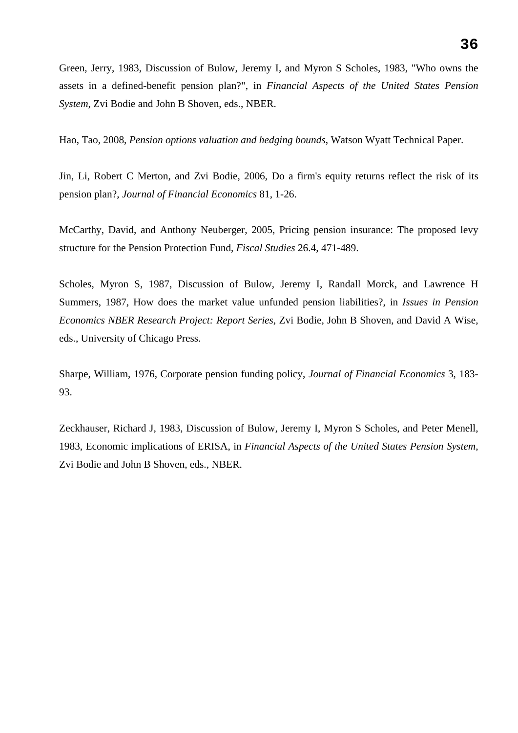Green, Jerry, 1983, Discussion of Bulow, Jeremy I, and Myron S Scholes, 1983, "Who owns the assets in a defined-benefit pension plan?", in *Financial Aspects of the United States Pension System*, Zvi Bodie and John B Shoven, eds., NBER.

Hao, Tao, 2008, *Pension options valuation and hedging bounds*, Watson Wyatt Technical Paper.

Jin, Li, Robert C Merton, and Zvi Bodie, 2006, Do a firm's equity returns reflect the risk of its pension plan?, *Journal of Financial Economics* 81, 1-26.

McCarthy, David, and Anthony Neuberger, 2005, Pricing pension insurance: The proposed levy structure for the Pension Protection Fund, *Fiscal Studies* 26.4, 471-489.

Scholes, Myron S, 1987, Discussion of Bulow, Jeremy I, Randall Morck, and Lawrence H Summers, 1987, How does the market value unfunded pension liabilities?, in *Issues in Pension Economics NBER Research Project: Report Series*, Zvi Bodie, John B Shoven, and David A Wise, eds., University of Chicago Press.

Sharpe, William, 1976, Corporate pension funding policy, *Journal of Financial Economics* 3, 183-93.

Zeckhauser, Richard J, 1983, Discussion of Bulow, Jeremy I, Myron S Scholes, and Peter Menell, 1983, Economic implications of ERISA, in *Financial Aspects of the United States Pension System*, Zvi Bodie and John B Shoven, eds., NBER.